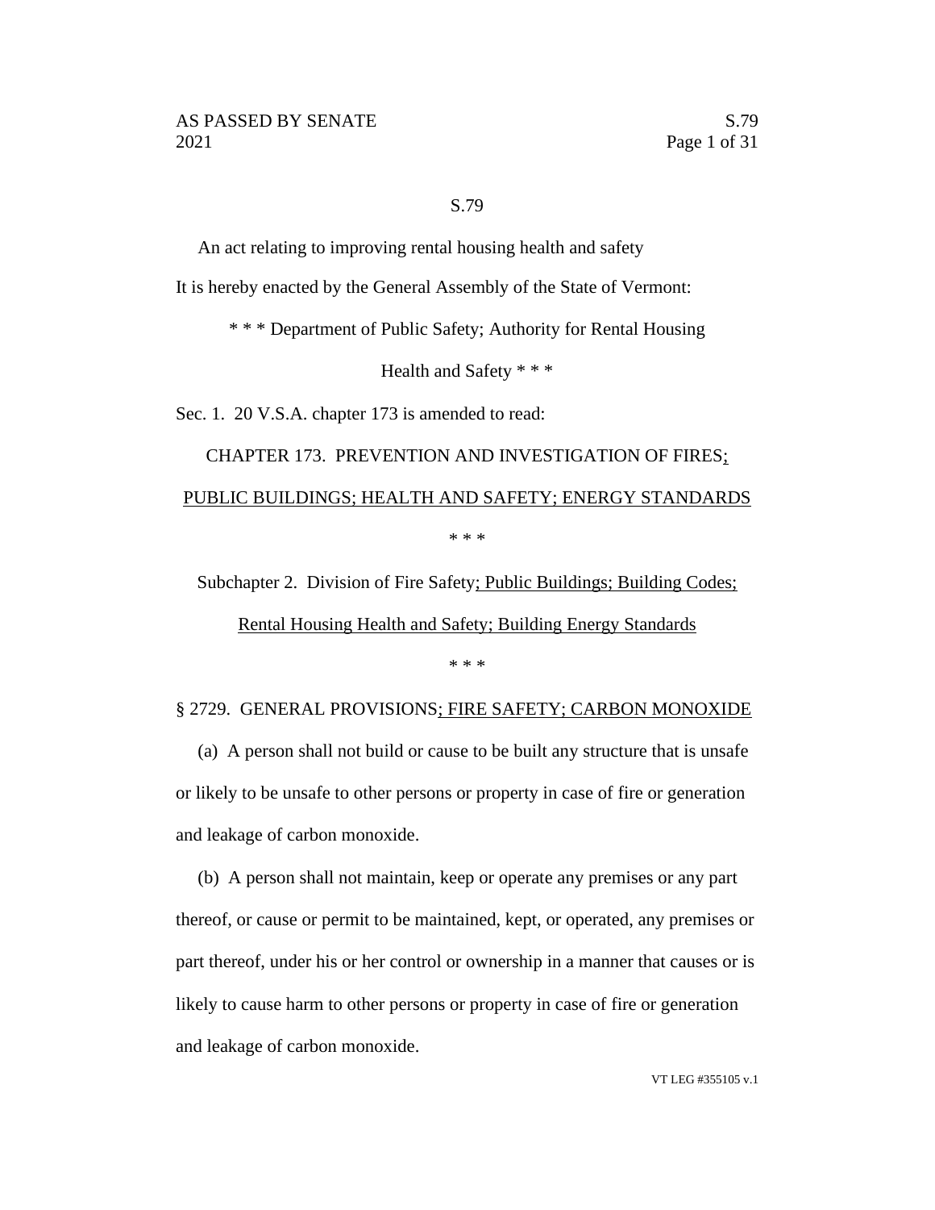# S.79

An act relating to improving rental housing health and safety

It is hereby enacted by the General Assembly of the State of Vermont:

\* \* \* Department of Public Safety; Authority for Rental Housing Health and Safety \* \* \*

Sec. 1. 20 V.S.A. chapter 173 is amended to read:

CHAPTER 173. PREVENTION AND INVESTIGATION OF FIRES; PUBLIC BUILDINGS; HEALTH AND SAFETY; ENERGY STANDARDS

\* \* \*

Subchapter 2. Division of Fire Safety; Public Buildings; Building Codes; Rental Housing Health and Safety; Building Energy Standards

\* \* \*

§ 2729. GENERAL PROVISIONS; FIRE SAFETY; CARBON MONOXIDE

(a) A person shall not build or cause to be built any structure that is unsafe or likely to be unsafe to other persons or property in case of fire or generation and leakage of carbon monoxide.

(b) A person shall not maintain, keep or operate any premises or any part thereof, or cause or permit to be maintained, kept, or operated, any premises or part thereof, under his or her control or ownership in a manner that causes or is likely to cause harm to other persons or property in case of fire or generation and leakage of carbon monoxide.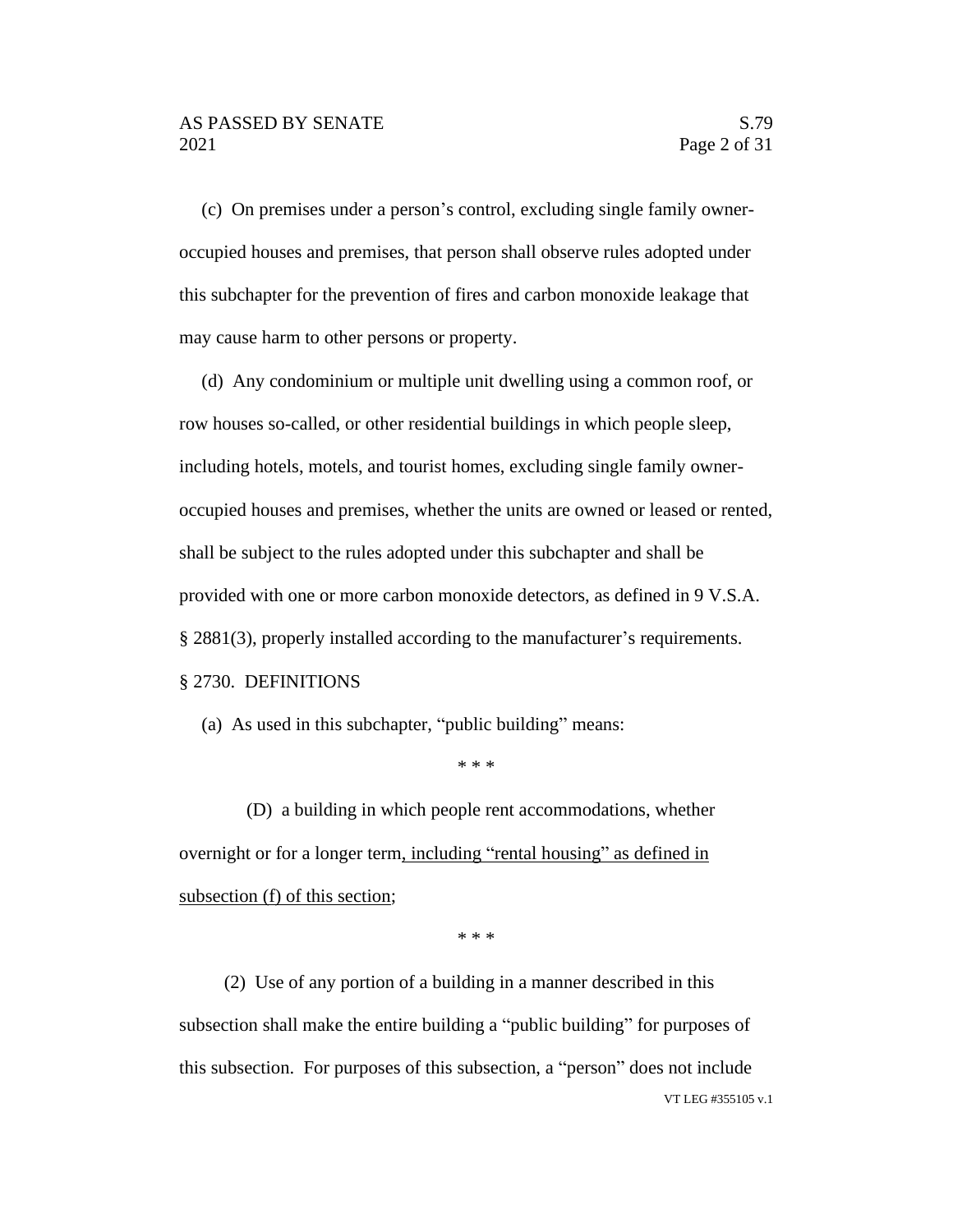(c) On premises under a person's control, excluding single family owner-occupied houses and premises, that person shall observe rules adopted under this subchapter for the prevention of fires and carbon monoxide leakage that may cause harm to other persons or property.

(d) Any condominium or multiple unit dwelling using a common roof, or row houses so-called, or other residential buildings in which people sleep, including hotels, motels, and tourist homes, excluding single family owner-occupied houses and premises, whether the units are owned or leased or rented, shall be subject to the rules adopted under this subchapter and shall be provided with one or more carbon monoxide detectors, as defined in 9 V.S.A. § 2881(3), properly installed according to the manufacturer's requirements.

§ 2730. DEFINITIONS

(a) As used in this subchapter, "public building" means:

\* \* \*

(D) a building in which people rent accommodations, whether overnight or for a longer term, including "rental housing" as defined in subsection (f) of this section;

\* \* \*

(2) Use of any portion of a building in a manner described in this subsection shall make the entire building a "public building" for purposes of this subsection. For purposes of this subsection, a "person" does not include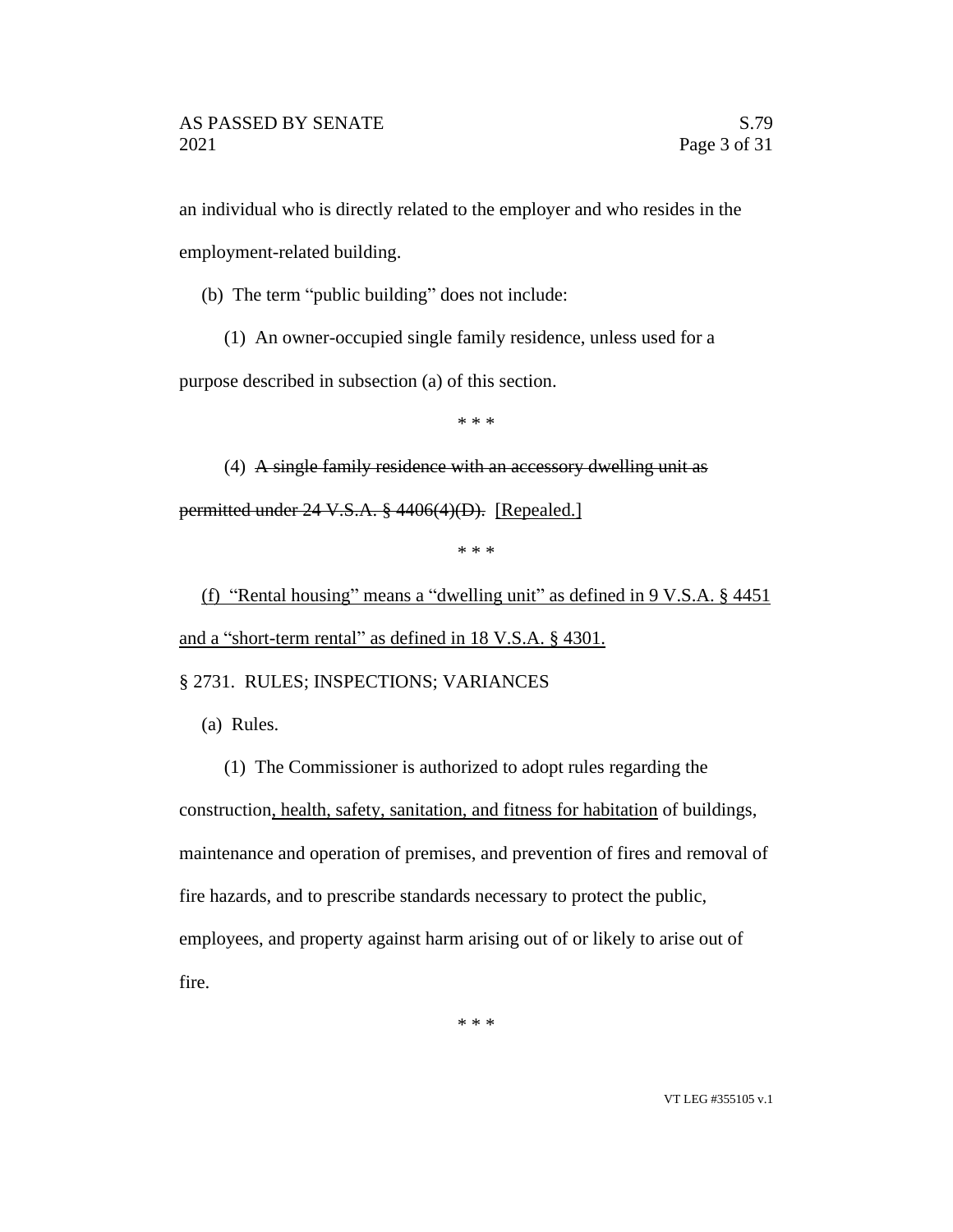an individual who is directly related to the employer and who resides in the employment-related building.

(b) The term "public building" does not include:

(1) An owner-occupied single family residence, unless used for a purpose described in subsection (a) of this section.

\* \* \*

(4) ~~A single family residence with an accessory dwelling unit as permitted under 24 V.S.A. § 4406(4)(D).~~ <u>[Repealed.]</u>

\* \* \*

<u>(f) "Rental housing" means a "dwelling unit" as defined in 9 V.S.A. § 4451 and a "short-term rental" as defined in 18 V.S.A. § 4301.</u>

§ 2731. RULES; INSPECTIONS; VARIANCES

(a) Rules.

(1) The Commissioner is authorized to adopt rules regarding the construction<u>, health, safety, sanitation, and fitness for habitation</u> of buildings, maintenance and operation of premises, and prevention of fires and removal of fire hazards, and to prescribe standards necessary to protect the public, employees, and property against harm arising out of or likely to arise out of fire.

\* \* \*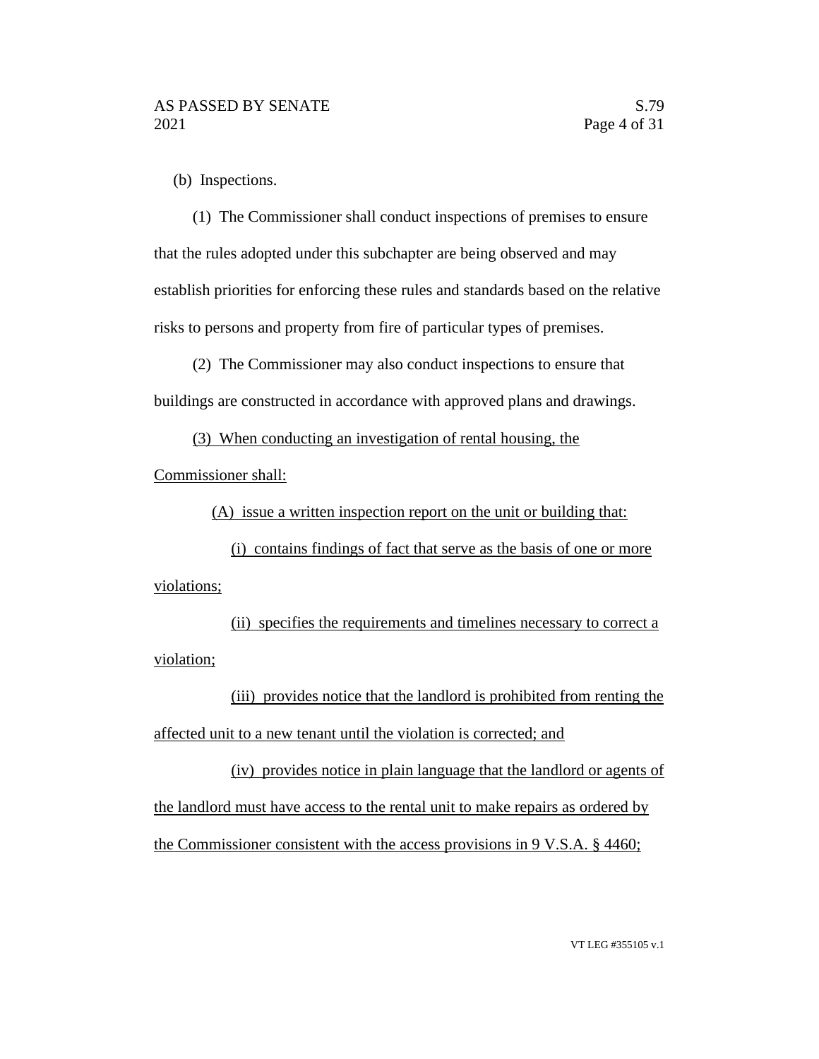(b) Inspections.

(1) The Commissioner shall conduct inspections of premises to ensure that the rules adopted under this subchapter are being observed and may establish priorities for enforcing these rules and standards based on the relative risks to persons and property from fire of particular types of premises.

(2) The Commissioner may also conduct inspections to ensure that buildings are constructed in accordance with approved plans and drawings.

<u>(3) When conducting an investigation of rental housing, the Commissioner shall:</u>

<u>(A) issue a written inspection report on the unit or building that:</u>

<u>(i) contains findings of fact that serve as the basis of one or more violations;</u>

<u>(ii) specifies the requirements and timelines necessary to correct a violation;</u>

<u>(iii) provides notice that the landlord is prohibited from renting the affected unit to a new tenant until the violation is corrected; and</u>

<u>(iv) provides notice in plain language that the landlord or agents of the landlord must have access to the rental unit to make repairs as ordered by the Commissioner consistent with the access provisions in 9 V.S.A. § 4460;</u>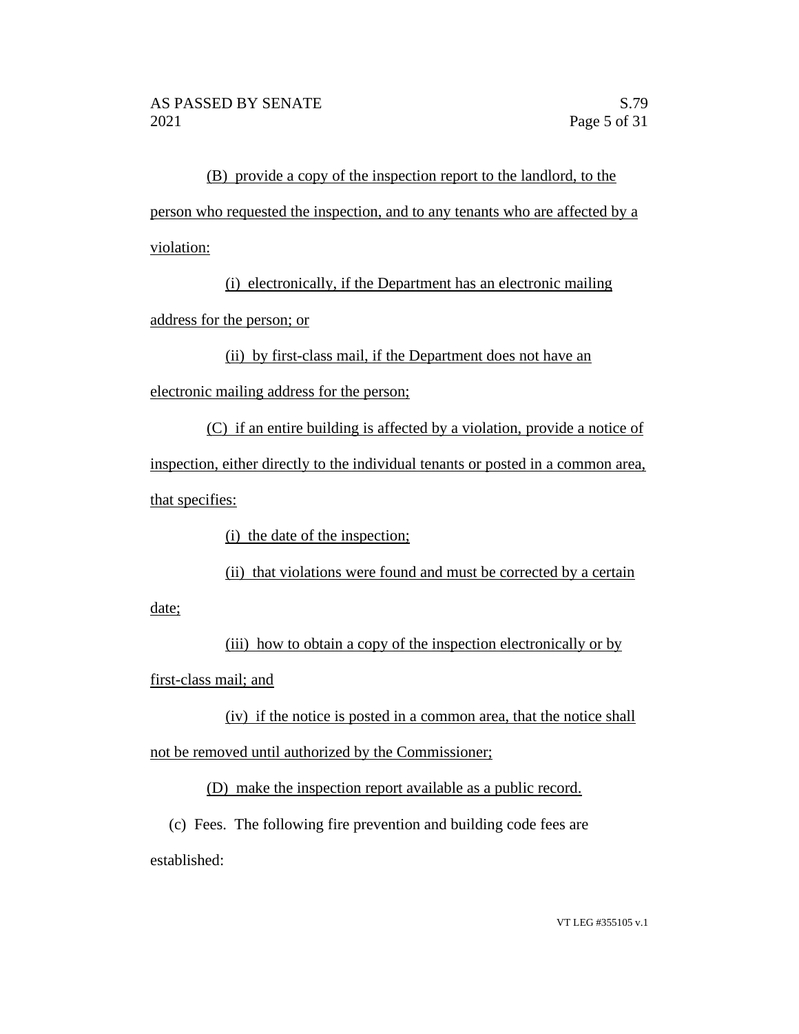(B) provide a copy of the inspection report to the landlord, to the person who requested the inspection, and to any tenants who are affected by a violation:

(i) electronically, if the Department has an electronic mailing address for the person; or

(ii) by first-class mail, if the Department does not have an electronic mailing address for the person;

(C) if an entire building is affected by a violation, provide a notice of inspection, either directly to the individual tenants or posted in a common area, that specifies:

(i) the date of the inspection;

(ii) that violations were found and must be corrected by a certain date;

(iii) how to obtain a copy of the inspection electronically or by first-class mail; and

(iv) if the notice is posted in a common area, that the notice shall not be removed until authorized by the Commissioner;

(D) make the inspection report available as a public record.

(c) Fees. The following fire prevention and building code fees are established: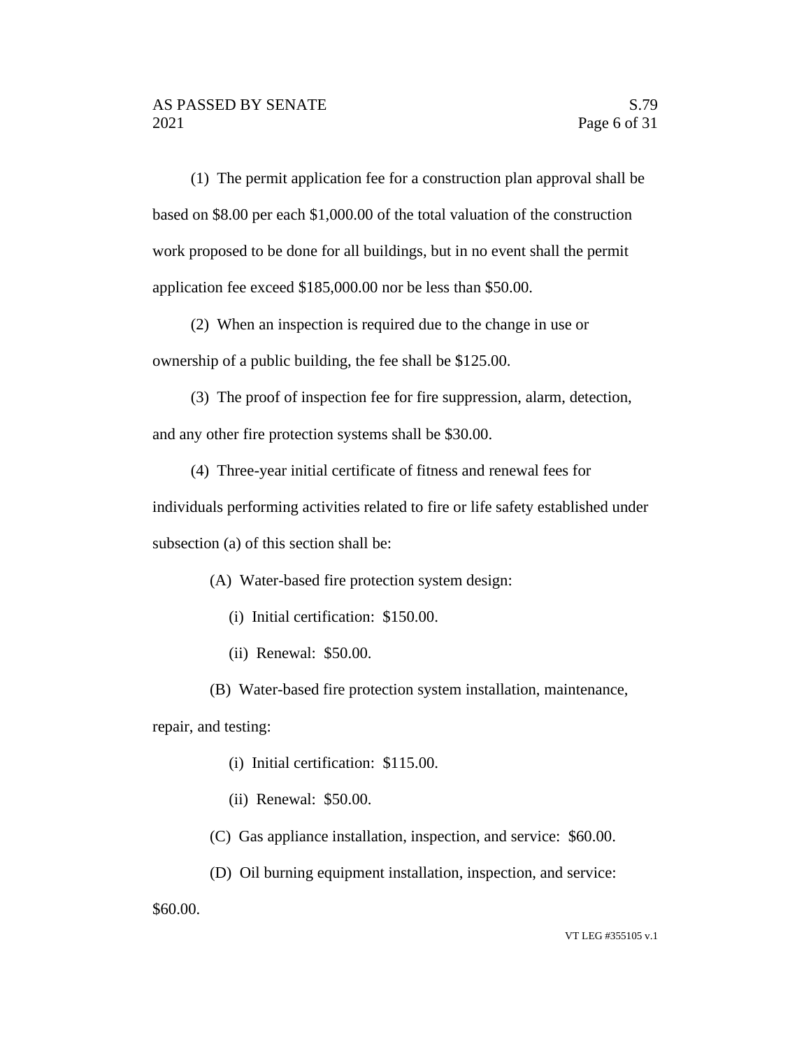(1) The permit application fee for a construction plan approval shall be based on $8.00 per each $1,000.00 of the total valuation of the construction work proposed to be done for all buildings, but in no event shall the permit application fee exceed $185,000.00 nor be less than $50.00.

(2) When an inspection is required due to the change in use or ownership of a public building, the fee shall be $125.00.

(3) The proof of inspection fee for fire suppression, alarm, detection, and any other fire protection systems shall be $30.00.

(4) Three-year initial certificate of fitness and renewal fees for individuals performing activities related to fire or life safety established under subsection (a) of this section shall be:

(A) Water-based fire protection system design:

(i) Initial certification: $150.00.

(ii) Renewal: $50.00.

(B) Water-based fire protection system installation, maintenance, repair, and testing:

(i) Initial certification: $115.00.

(ii) Renewal: $50.00.

(C) Gas appliance installation, inspection, and service: $60.00.

(D) Oil burning equipment installation, inspection, and service: $60.00.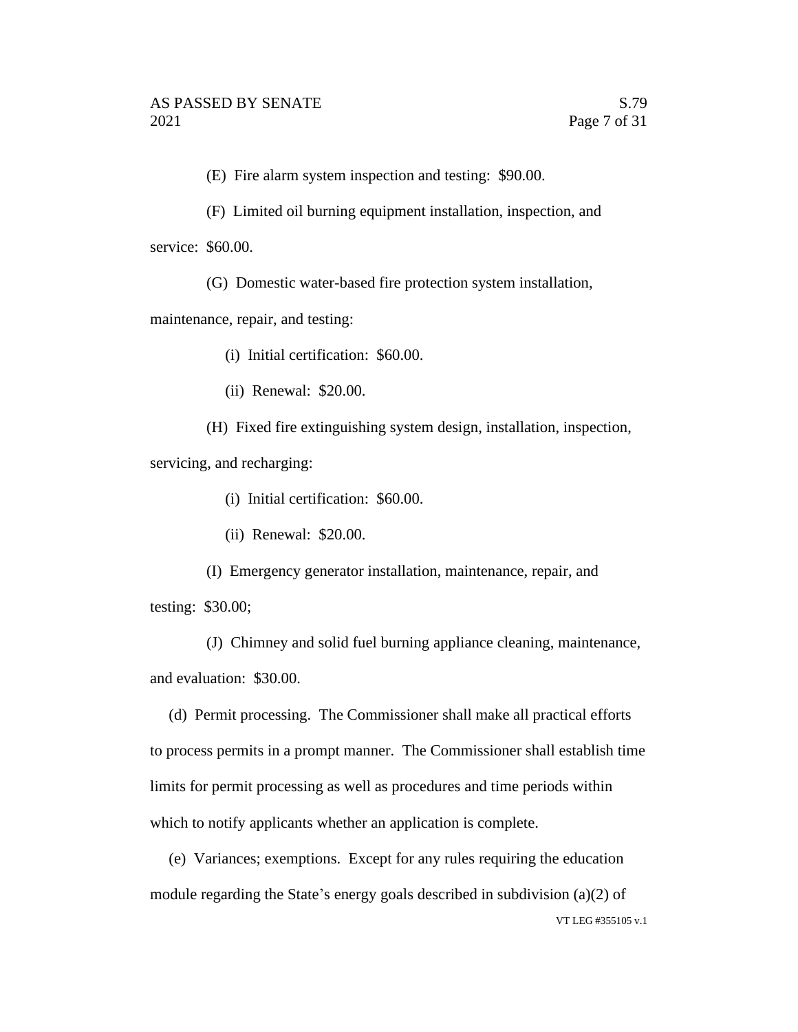(E) Fire alarm system inspection and testing: $90.00.

(F) Limited oil burning equipment installation, inspection, and service: $60.00.

(G) Domestic water-based fire protection system installation, maintenance, repair, and testing:

(i) Initial certification: $60.00.

(ii) Renewal: $20.00.

(H) Fixed fire extinguishing system design, installation, inspection, servicing, and recharging:

(i) Initial certification: $60.00.

(ii) Renewal: $20.00.

(I) Emergency generator installation, maintenance, repair, and testing: $30.00;

(J) Chimney and solid fuel burning appliance cleaning, maintenance, and evaluation: $30.00.

(d) Permit processing. The Commissioner shall make all practical efforts to process permits in a prompt manner. The Commissioner shall establish time limits for permit processing as well as procedures and time periods within which to notify applicants whether an application is complete.

(e) Variances; exemptions. Except for any rules requiring the education module regarding the State's energy goals described in subdivision (a)(2) of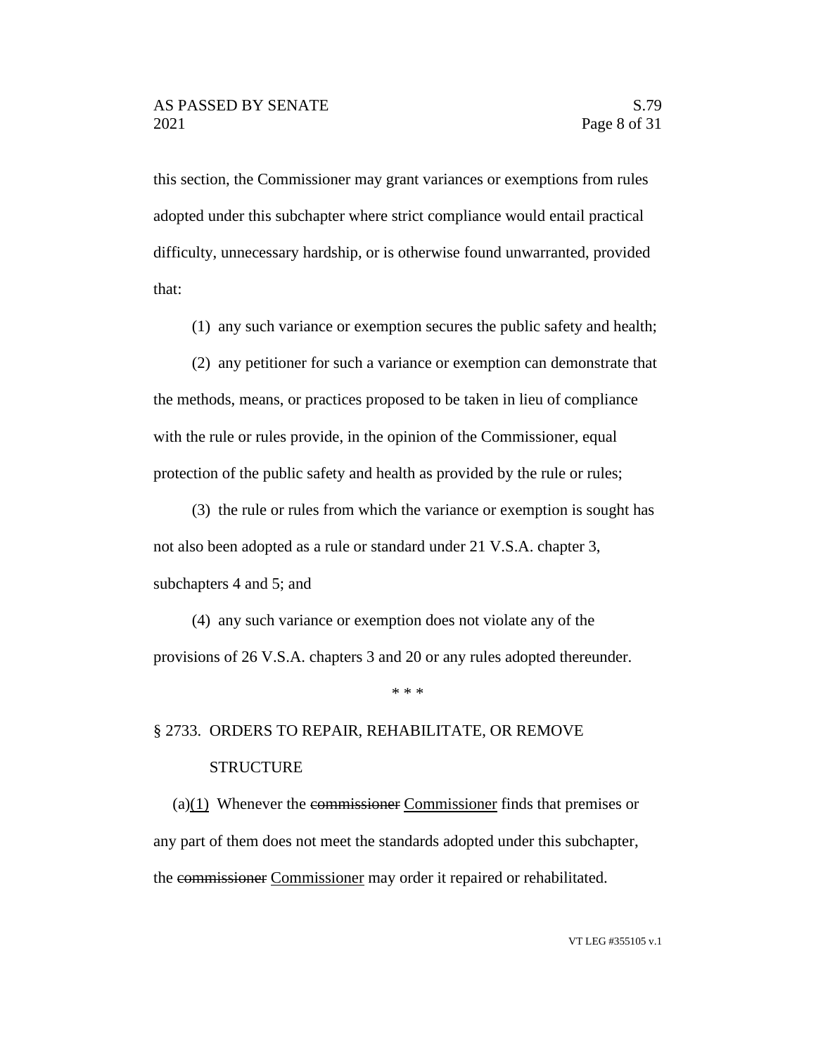this section, the Commissioner may grant variances or exemptions from rules adopted under this subchapter where strict compliance would entail practical difficulty, unnecessary hardship, or is otherwise found unwarranted, provided that:

(1) any such variance or exemption secures the public safety and health;

(2) any petitioner for such a variance or exemption can demonstrate that the methods, means, or practices proposed to be taken in lieu of compliance with the rule or rules provide, in the opinion of the Commissioner, equal protection of the public safety and health as provided by the rule or rules;

(3) the rule or rules from which the variance or exemption is sought has not also been adopted as a rule or standard under 21 V.S.A. chapter 3, subchapters 4 and 5; and

(4) any such variance or exemption does not violate any of the provisions of 26 V.S.A. chapters 3 and 20 or any rules adopted thereunder.

\* \* \*

§ 2733. ORDERS TO REPAIR, REHABILITATE, OR REMOVE STRUCTURE

(a)<u>(1)</u> Whenever the ~~commissioner~~ <u>Commissioner</u> finds that premises or any part of them does not meet the standards adopted under this subchapter, the ~~commissioner~~ <u>Commissioner</u> may order it repaired or rehabilitated.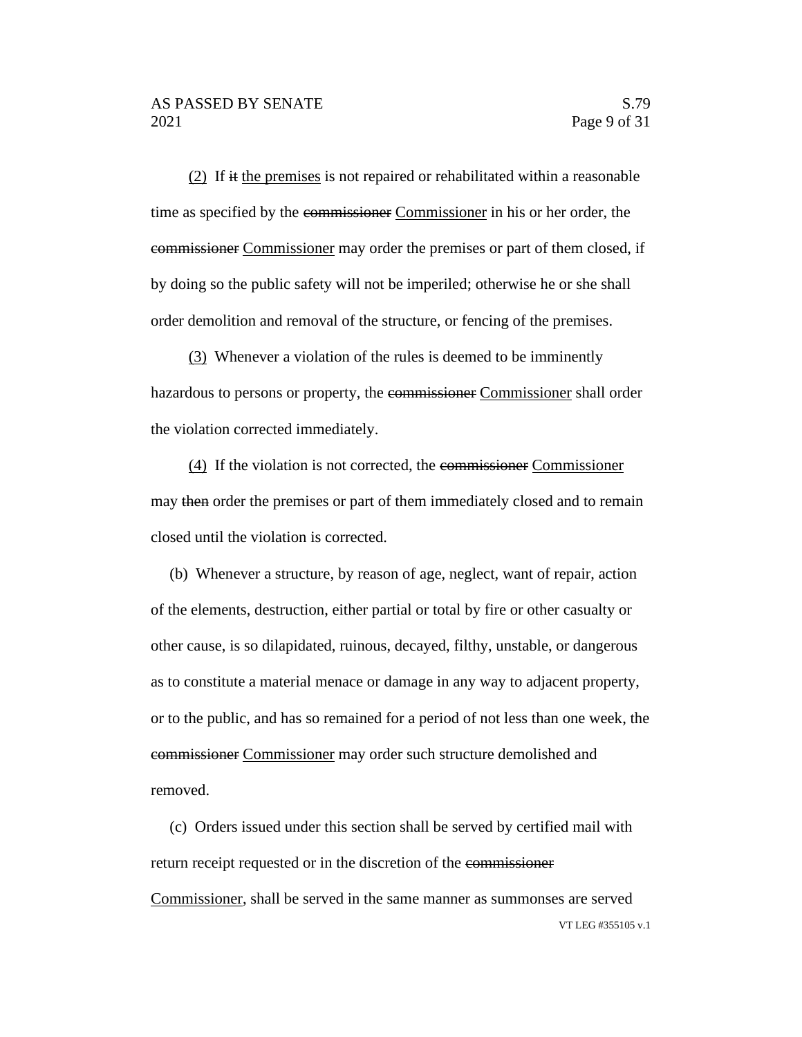(2) If ~~it~~ the premises is not repaired or rehabilitated within a reasonable time as specified by the ~~commissioner~~ Commissioner in his or her order, the ~~commissioner~~ Commissioner may order the premises or part of them closed, if by doing so the public safety will not be imperiled; otherwise he or she shall order demolition and removal of the structure, or fencing of the premises.

(3) Whenever a violation of the rules is deemed to be imminently hazardous to persons or property, the ~~commissioner~~ Commissioner shall order the violation corrected immediately.

(4) If the violation is not corrected, the ~~commissioner~~ Commissioner may ~~then~~ order the premises or part of them immediately closed and to remain closed until the violation is corrected.

(b) Whenever a structure, by reason of age, neglect, want of repair, action of the elements, destruction, either partial or total by fire or other casualty or other cause, is so dilapidated, ruinous, decayed, filthy, unstable, or dangerous as to constitute a material menace or damage in any way to adjacent property, or to the public, and has so remained for a period of not less than one week, the ~~commissioner~~ Commissioner may order such structure demolished and removed.

(c) Orders issued under this section shall be served by certified mail with return receipt requested or in the discretion of the ~~commissioner~~ Commissioner, shall be served in the same manner as summonses are served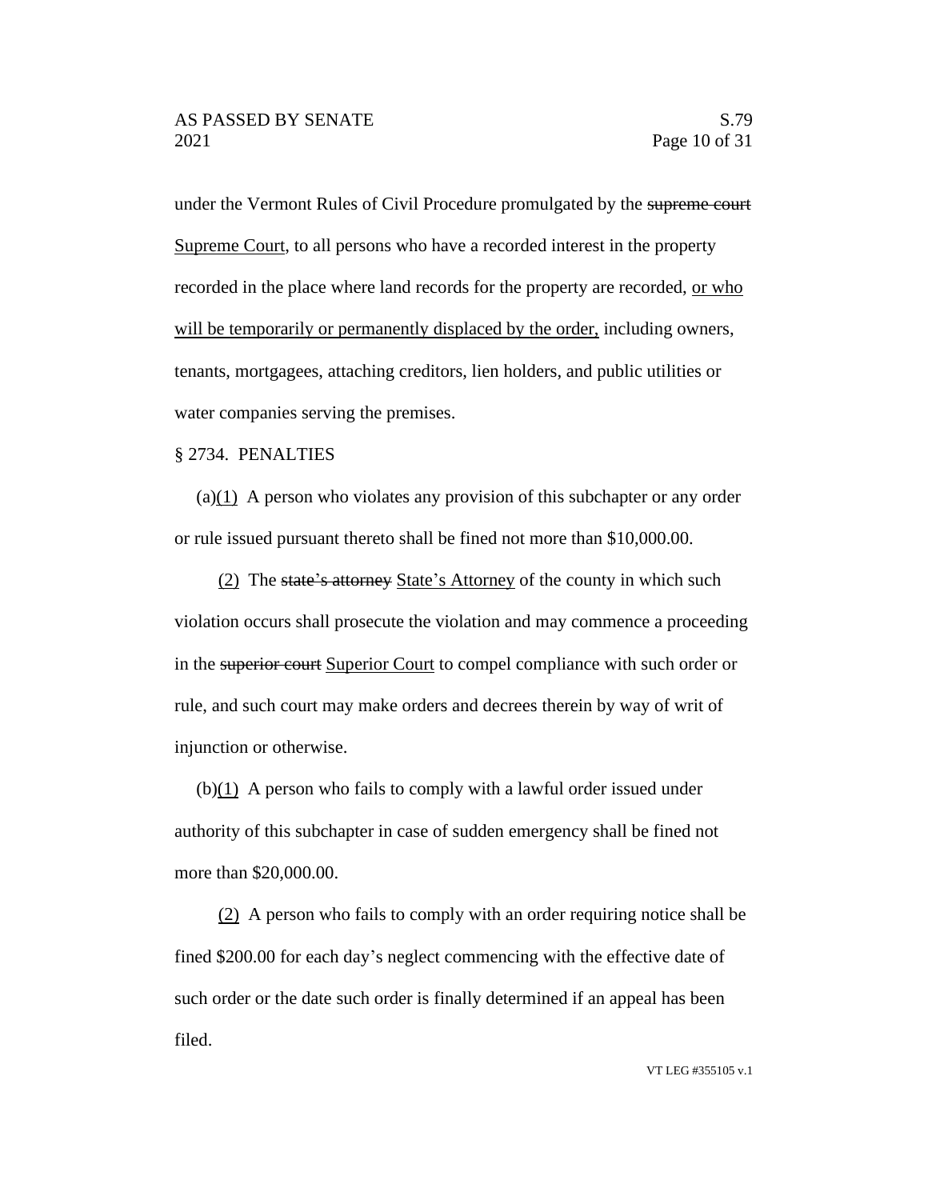under the Vermont Rules of Civil Procedure promulgated by the ~~supreme court~~ <u>Supreme Court</u>, to all persons who have a recorded interest in the property recorded in the place where land records for the property are recorded, <u>or who will be temporarily or permanently displaced by the order,</u> including owners, tenants, mortgagees, attaching creditors, lien holders, and public utilities or water companies serving the premises.

§ 2734. PENALTIES

(a)<u>(1)</u> A person who violates any provision of this subchapter or any order or rule issued pursuant thereto shall be fined not more than $10,000.00.

<u>(2)</u> The ~~state's attorney~~ <u>State's Attorney</u> of the county in which such violation occurs shall prosecute the violation and may commence a proceeding in the ~~superior court~~ <u>Superior Court</u> to compel compliance with such order or rule, and such court may make orders and decrees therein by way of writ of injunction or otherwise.

(b)<u>(1)</u> A person who fails to comply with a lawful order issued under authority of this subchapter in case of sudden emergency shall be fined not more than $20,000.00.

<u>(2)</u> A person who fails to comply with an order requiring notice shall be fined $200.00 for each day's neglect commencing with the effective date of such order or the date such order is finally determined if an appeal has been filed.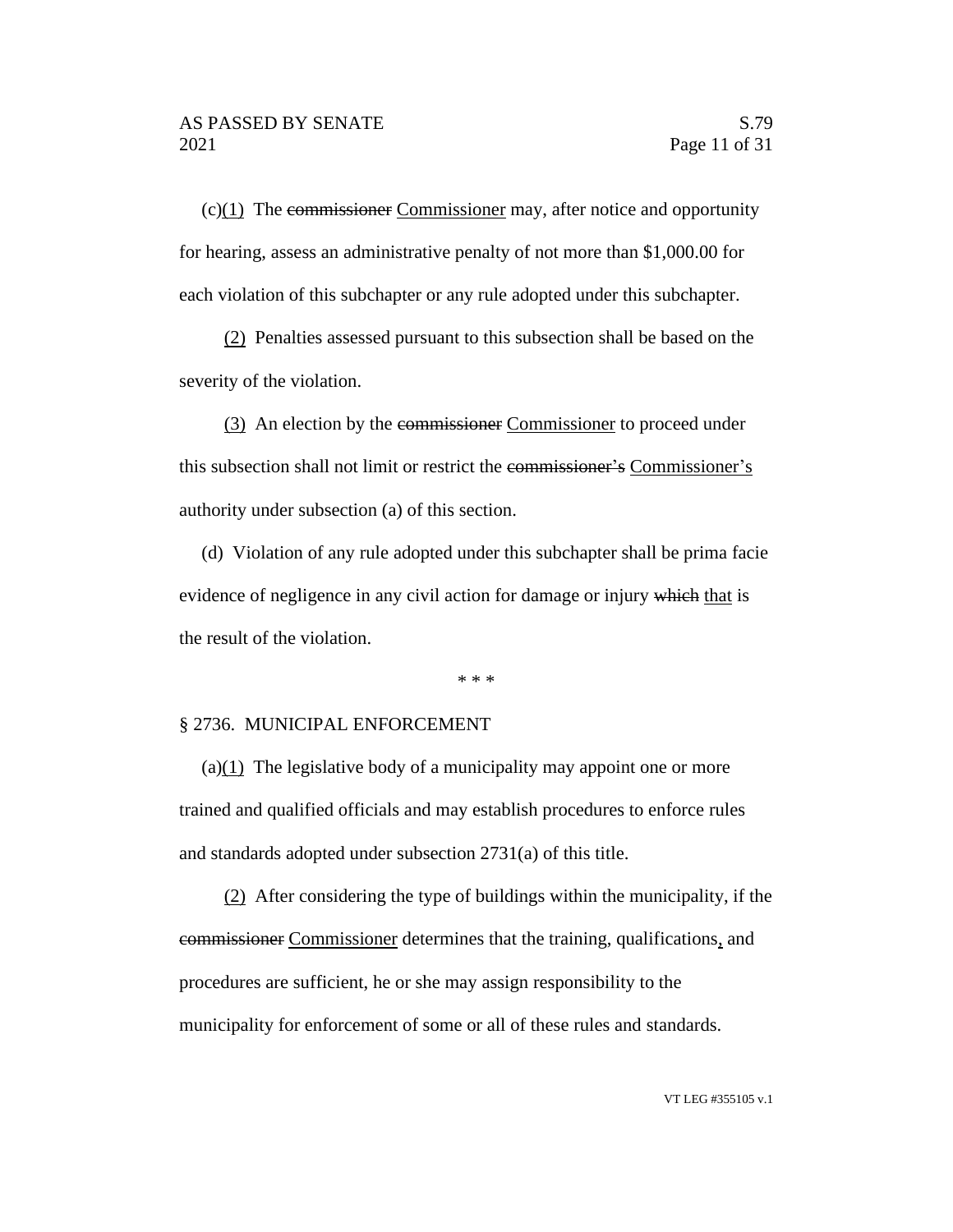(c)(1) The ~~commissioner~~ Commissioner may, after notice and opportunity for hearing, assess an administrative penalty of not more than $1,000.00 for each violation of this subchapter or any rule adopted under this subchapter.

(2) Penalties assessed pursuant to this subsection shall be based on the severity of the violation.

(3) An election by the ~~commissioner~~ Commissioner to proceed under this subsection shall not limit or restrict the ~~commissioner's~~ Commissioner's authority under subsection (a) of this section.

(d) Violation of any rule adopted under this subchapter shall be prima facie evidence of negligence in any civil action for damage or injury ~~which~~ that is the result of the violation.

\* \* \*

§ 2736. MUNICIPAL ENFORCEMENT

(a)(1) The legislative body of a municipality may appoint one or more trained and qualified officials and may establish procedures to enforce rules and standards adopted under subsection 2731(a) of this title.

(2) After considering the type of buildings within the municipality, if the ~~commissioner~~ Commissioner determines that the training, qualifications, and procedures are sufficient, he or she may assign responsibility to the municipality for enforcement of some or all of these rules and standards.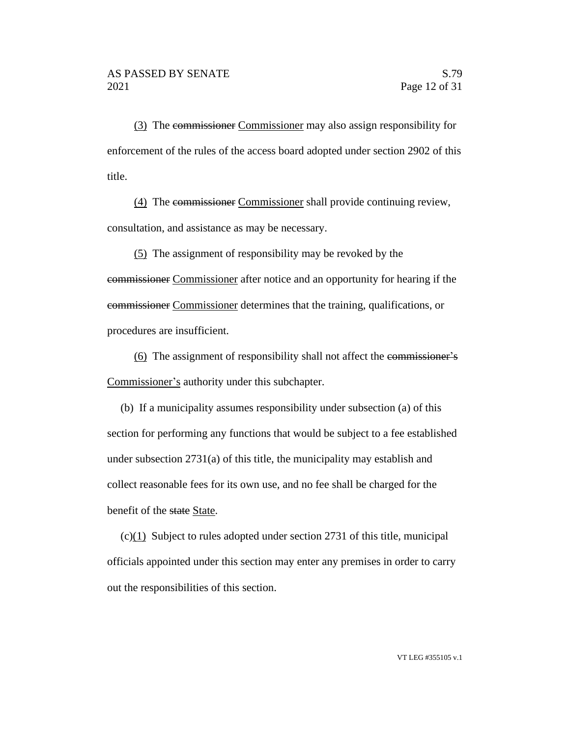(3) The ~~commissioner~~ Commissioner may also assign responsibility for enforcement of the rules of the access board adopted under section 2902 of this title.

(4) The ~~commissioner~~ Commissioner shall provide continuing review, consultation, and assistance as may be necessary.

(5) The assignment of responsibility may be revoked by the ~~commissioner~~ Commissioner after notice and an opportunity for hearing if the ~~commissioner~~ Commissioner determines that the training, qualifications, or procedures are insufficient.

(6) The assignment of responsibility shall not affect the ~~commissioner's~~ Commissioner's authority under this subchapter.

(b) If a municipality assumes responsibility under subsection (a) of this section for performing any functions that would be subject to a fee established under subsection 2731(a) of this title, the municipality may establish and collect reasonable fees for its own use, and no fee shall be charged for the benefit of the ~~state~~ State.

(c)(1) Subject to rules adopted under section 2731 of this title, municipal officials appointed under this section may enter any premises in order to carry out the responsibilities of this section.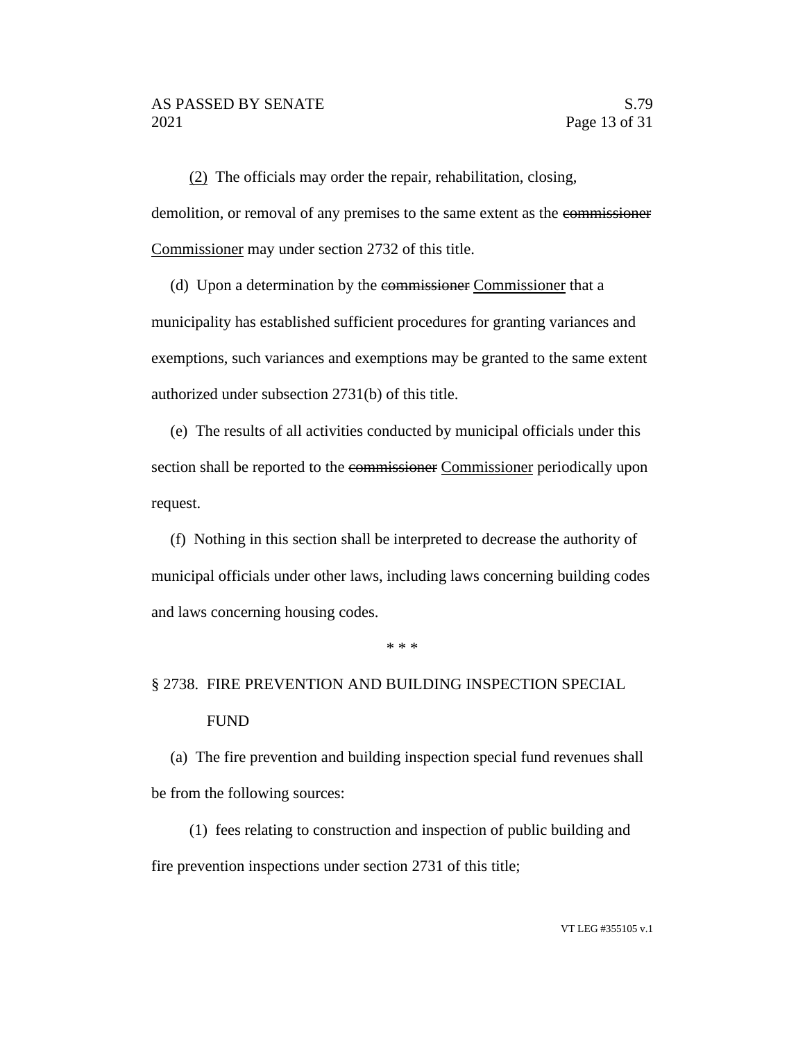(2) The officials may order the repair, rehabilitation, closing, demolition, or removal of any premises to the same extent as the ~~commissioner~~ Commissioner may under section 2732 of this title.

(d) Upon a determination by the ~~commissioner~~ Commissioner that a municipality has established sufficient procedures for granting variances and exemptions, such variances and exemptions may be granted to the same extent authorized under subsection 2731(b) of this title.

(e) The results of all activities conducted by municipal officials under this section shall be reported to the ~~commissioner~~ Commissioner periodically upon request.

(f) Nothing in this section shall be interpreted to decrease the authority of municipal officials under other laws, including laws concerning building codes and laws concerning housing codes.

\* \* \*

§ 2738. FIRE PREVENTION AND BUILDING INSPECTION SPECIAL FUND

(a) The fire prevention and building inspection special fund revenues shall be from the following sources:

(1) fees relating to construction and inspection of public building and fire prevention inspections under section 2731 of this title;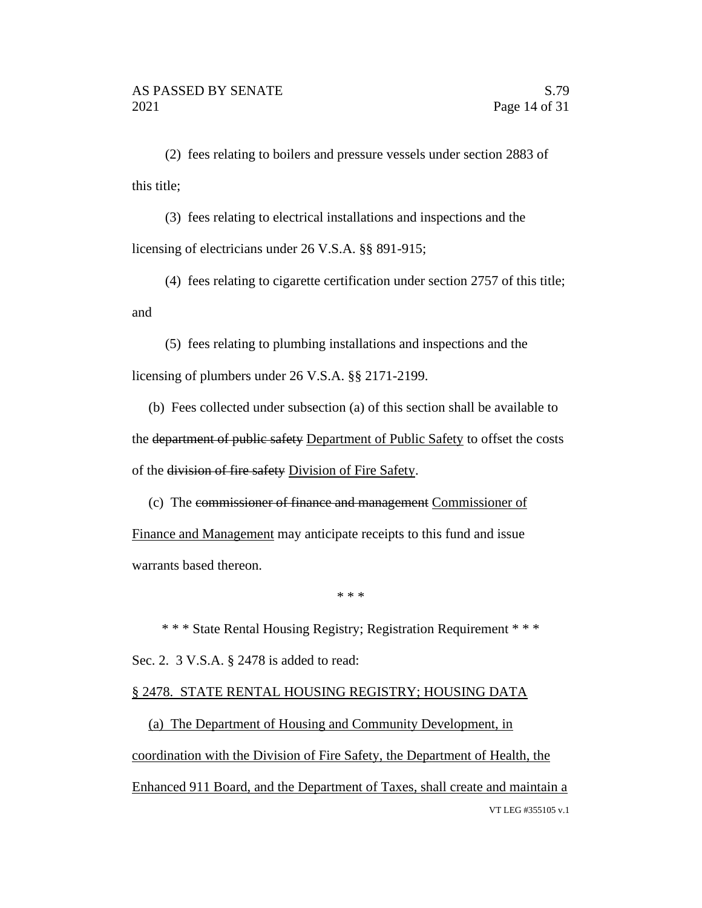(2) fees relating to boilers and pressure vessels under section 2883 of this title;

(3) fees relating to electrical installations and inspections and the licensing of electricians under 26 V.S.A. §§ 891-915;

(4) fees relating to cigarette certification under section 2757 of this title; and

(5) fees relating to plumbing installations and inspections and the licensing of plumbers under 26 V.S.A. §§ 2171-2199.

(b) Fees collected under subsection (a) of this section shall be available to the ~~department of public safety~~ <u>Department of Public Safety</u> to offset the costs of the ~~division of fire safety~~ <u>Division of Fire Safety</u>.

(c) The ~~commissioner of finance and management~~ <u>Commissioner of Finance and Management</u> may anticipate receipts to this fund and issue warrants based thereon.

\* \* \*

\* \* \* State Rental Housing Registry; Registration Requirement \* \* \*

Sec. 2. 3 V.S.A. § 2478 is added to read:

<u>§ 2478. STATE RENTAL HOUSING REGISTRY; HOUSING DATA</u>

<u>(a) The Department of Housing and Community Development, in coordination with the Division of Fire Safety, the Department of Health, the Enhanced 911 Board, and the Department of Taxes, shall create and maintain a</u>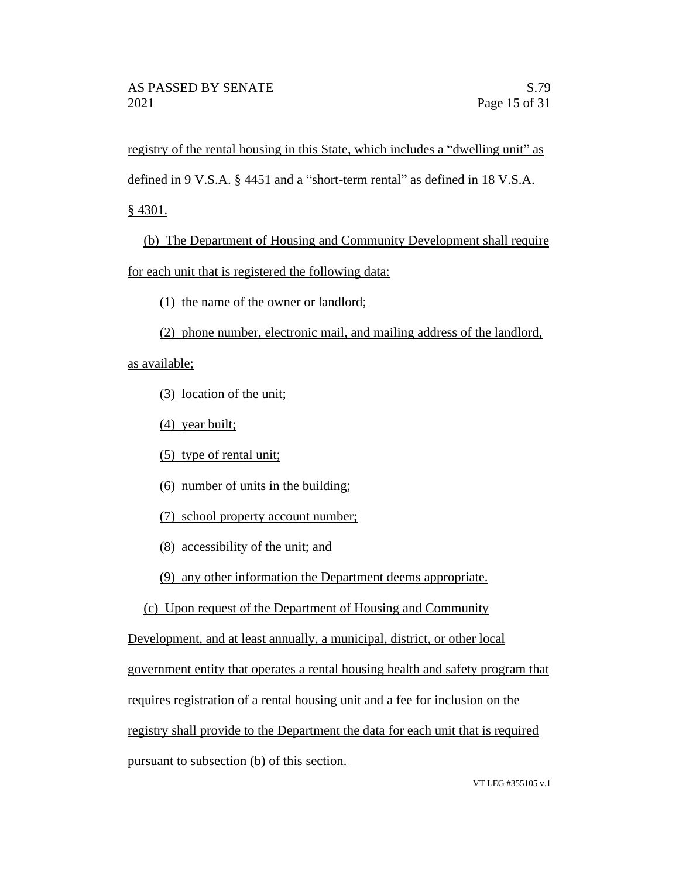registry of the rental housing in this State, which includes a "dwelling unit" as defined in 9 V.S.A. § 4451 and a "short-term rental" as defined in 18 V.S.A. § 4301.

(b) The Department of Housing and Community Development shall require for each unit that is registered the following data:

(1) the name of the owner or landlord;

(2) phone number, electronic mail, and mailing address of the landlord, as available;

(3) location of the unit;

(4) year built;

(5) type of rental unit;

(6) number of units in the building;

(7) school property account number;

(8) accessibility of the unit; and

(9) any other information the Department deems appropriate.

(c) Upon request of the Department of Housing and Community Development, and at least annually, a municipal, district, or other local government entity that operates a rental housing health and safety program that requires registration of a rental housing unit and a fee for inclusion on the registry shall provide to the Department the data for each unit that is required pursuant to subsection (b) of this section.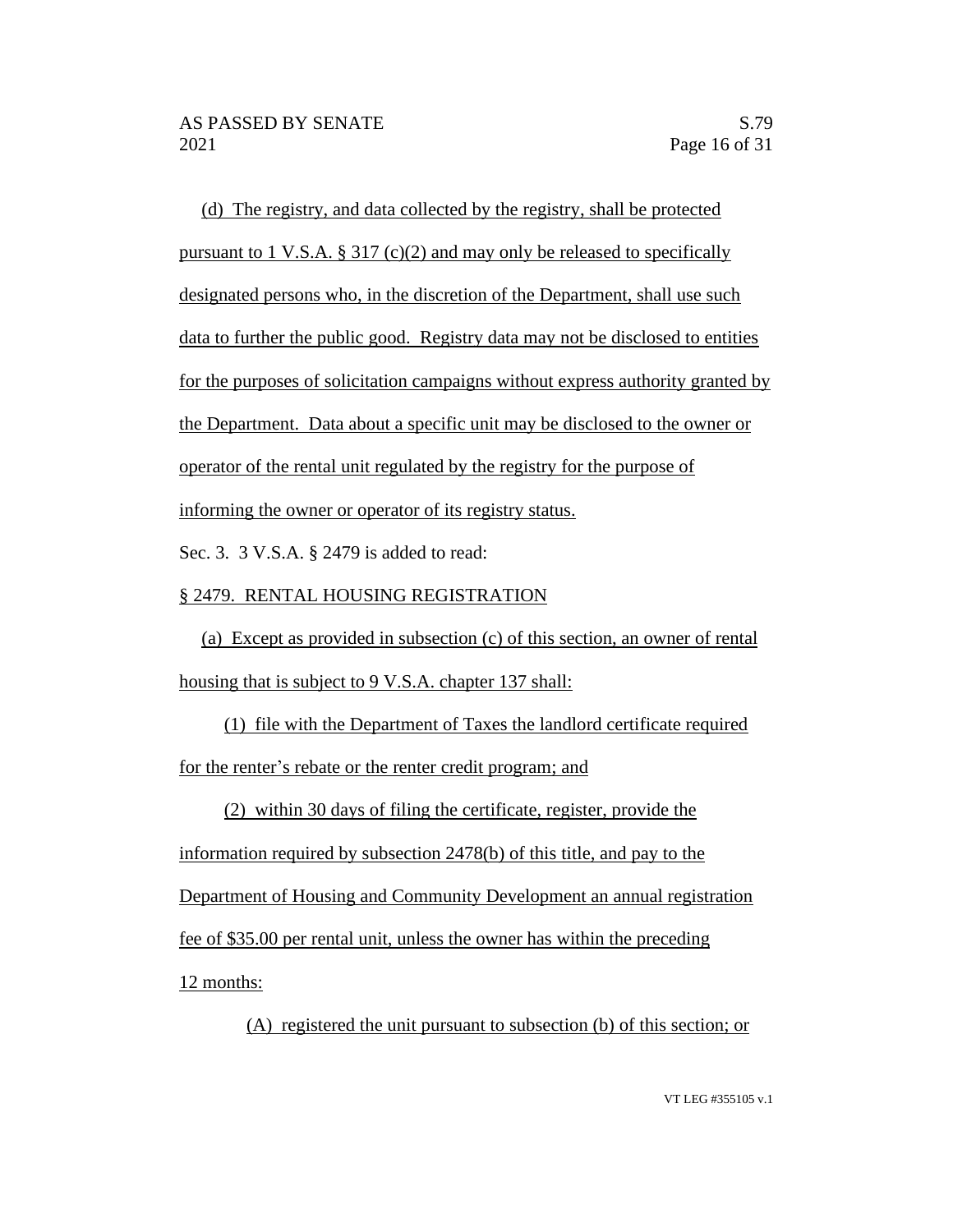(d) The registry, and data collected by the registry, shall be protected pursuant to 1 V.S.A. § 317 (c)(2) and may only be released to specifically designated persons who, in the discretion of the Department, shall use such data to further the public good. Registry data may not be disclosed to entities for the purposes of solicitation campaigns without express authority granted by the Department. Data about a specific unit may be disclosed to the owner or operator of the rental unit regulated by the registry for the purpose of informing the owner or operator of its registry status.

Sec. 3. 3 V.S.A. § 2479 is added to read:

§ 2479. RENTAL HOUSING REGISTRATION

(a) Except as provided in subsection (c) of this section, an owner of rental housing that is subject to 9 V.S.A. chapter 137 shall:

(1) file with the Department of Taxes the landlord certificate required for the renter's rebate or the renter credit program; and

(2) within 30 days of filing the certificate, register, provide the information required by subsection 2478(b) of this title, and pay to the Department of Housing and Community Development an annual registration fee of $35.00 per rental unit, unless the owner has within the preceding 12 months:

(A) registered the unit pursuant to subsection (b) of this section; or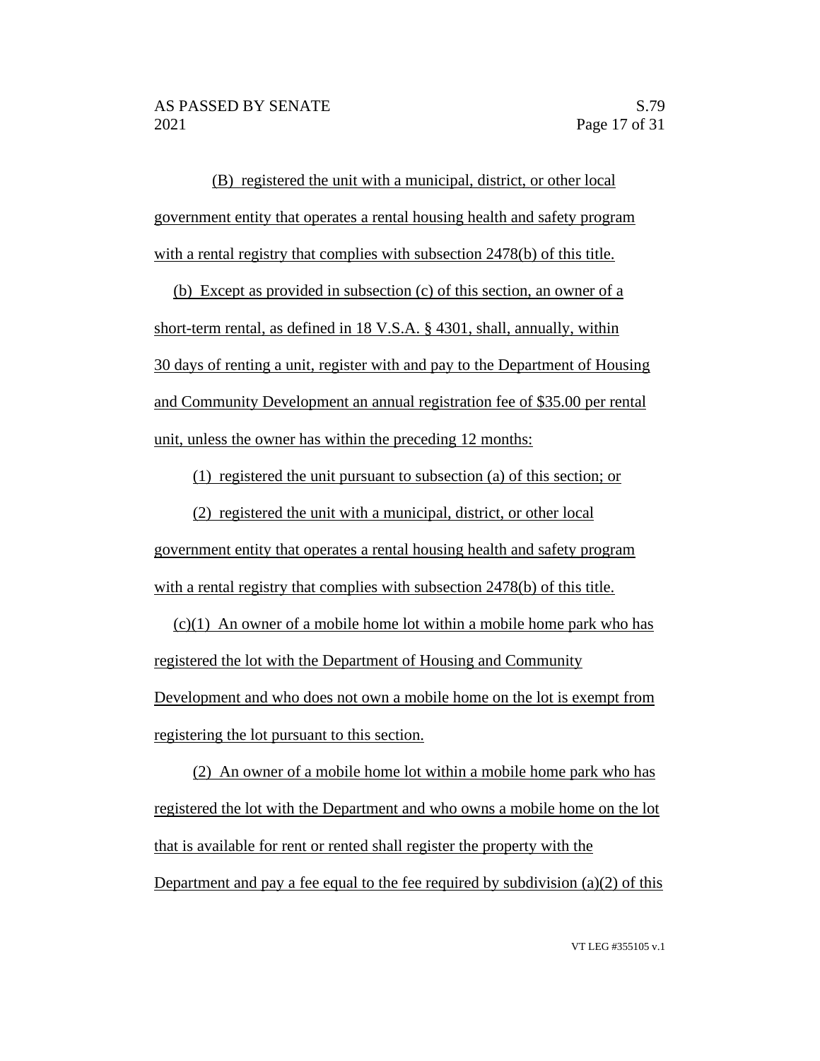(B) registered the unit with a municipal, district, or other local government entity that operates a rental housing health and safety program with a rental registry that complies with subsection 2478(b) of this title.

(b) Except as provided in subsection (c) of this section, an owner of a short-term rental, as defined in 18 V.S.A. § 4301, shall, annually, within 30 days of renting a unit, register with and pay to the Department of Housing and Community Development an annual registration fee of $35.00 per rental unit, unless the owner has within the preceding 12 months:

(1) registered the unit pursuant to subsection (a) of this section; or

(2) registered the unit with a municipal, district, or other local government entity that operates a rental housing health and safety program with a rental registry that complies with subsection 2478(b) of this title.

(c)(1) An owner of a mobile home lot within a mobile home park who has registered the lot with the Department of Housing and Community Development and who does not own a mobile home on the lot is exempt from registering the lot pursuant to this section.

(2) An owner of a mobile home lot within a mobile home park who has registered the lot with the Department and who owns a mobile home on the lot that is available for rent or rented shall register the property with the Department and pay a fee equal to the fee required by subdivision (a)(2) of this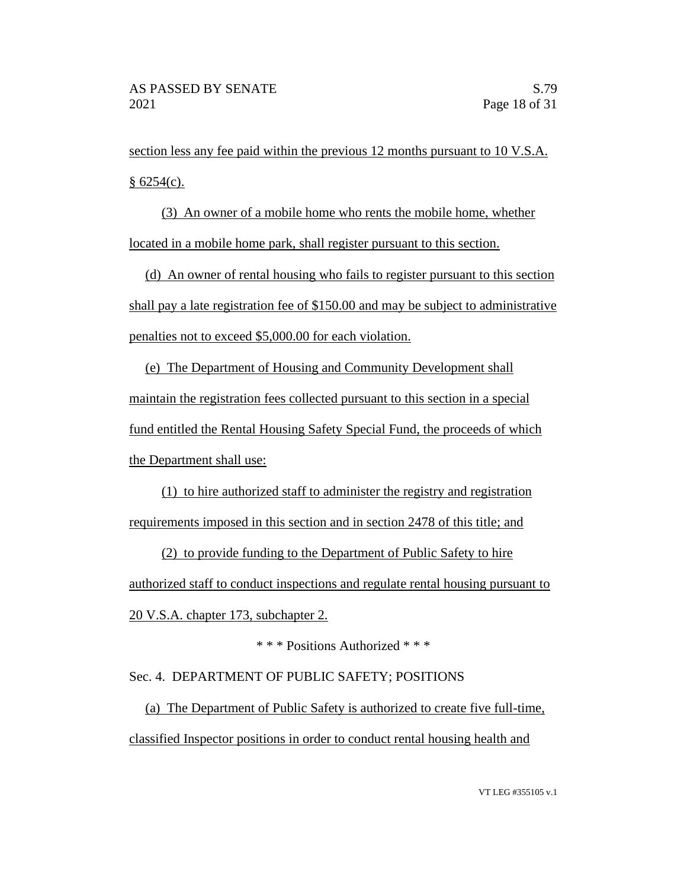section less any fee paid within the previous 12 months pursuant to 10 V.S.A. § 6254(c).

(3) An owner of a mobile home who rents the mobile home, whether located in a mobile home park, shall register pursuant to this section.

(d) An owner of rental housing who fails to register pursuant to this section shall pay a late registration fee of $150.00 and may be subject to administrative penalties not to exceed $5,000.00 for each violation.

(e) The Department of Housing and Community Development shall maintain the registration fees collected pursuant to this section in a special fund entitled the Rental Housing Safety Special Fund, the proceeds of which the Department shall use:

(1) to hire authorized staff to administer the registry and registration requirements imposed in this section and in section 2478 of this title; and

(2) to provide funding to the Department of Public Safety to hire authorized staff to conduct inspections and regulate rental housing pursuant to 20 V.S.A. chapter 173, subchapter 2.

\* \* \* Positions Authorized \* \* \*

Sec. 4. DEPARTMENT OF PUBLIC SAFETY; POSITIONS

(a) The Department of Public Safety is authorized to create five full-time, classified Inspector positions in order to conduct rental housing health and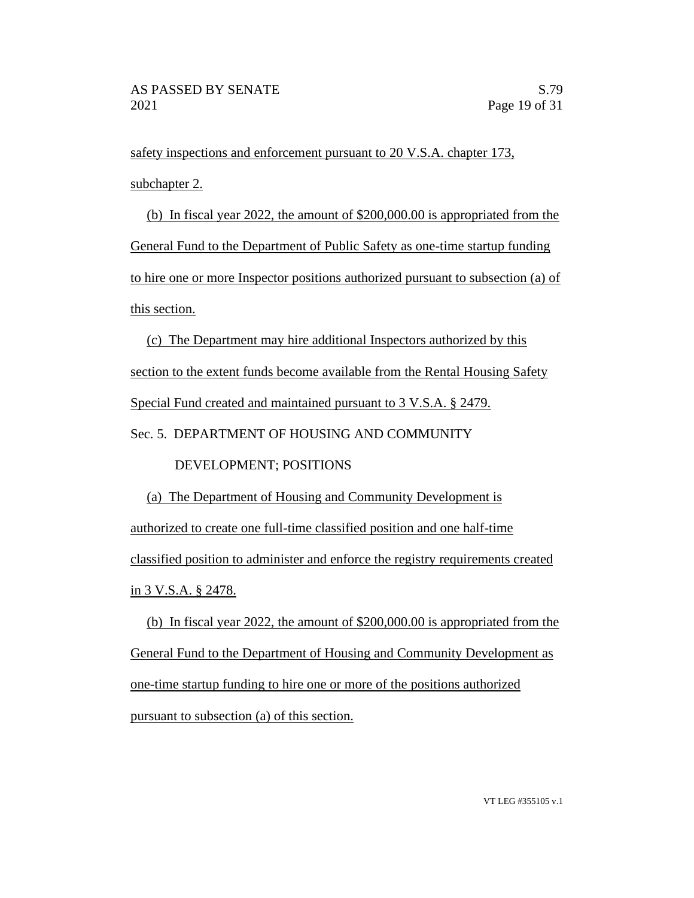safety inspections and enforcement pursuant to 20 V.S.A. chapter 173, subchapter 2.

(b) In fiscal year 2022, the amount of $200,000.00 is appropriated from the General Fund to the Department of Public Safety as one-time startup funding to hire one or more Inspector positions authorized pursuant to subsection (a) of this section.

(c) The Department may hire additional Inspectors authorized by this section to the extent funds become available from the Rental Housing Safety Special Fund created and maintained pursuant to 3 V.S.A. § 2479.

Sec. 5. DEPARTMENT OF HOUSING AND COMMUNITY DEVELOPMENT; POSITIONS

(a) The Department of Housing and Community Development is authorized to create one full-time classified position and one half-time classified position to administer and enforce the registry requirements created in 3 V.S.A. § 2478.

(b) In fiscal year 2022, the amount of $200,000.00 is appropriated from the General Fund to the Department of Housing and Community Development as one-time startup funding to hire one or more of the positions authorized pursuant to subsection (a) of this section.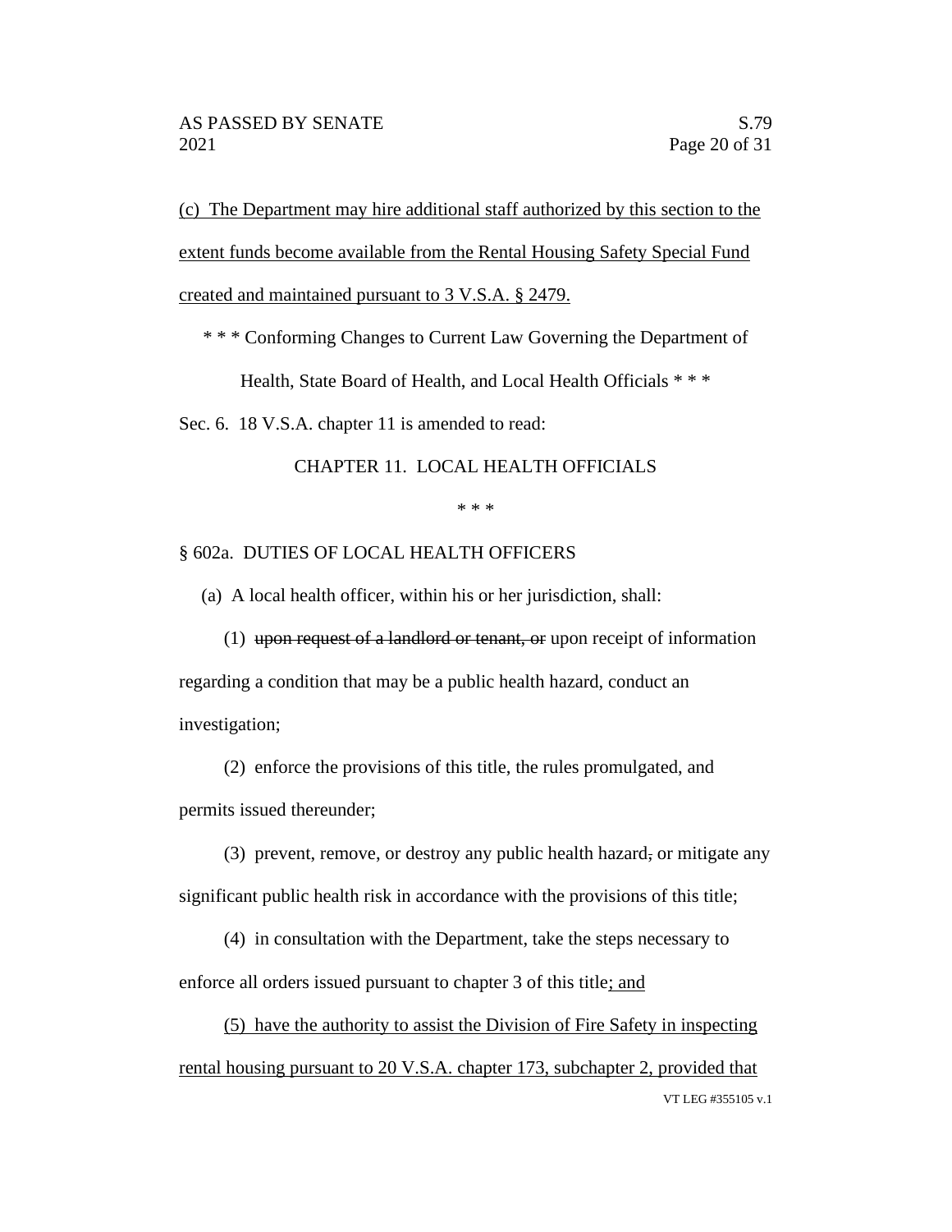<u>(c) The Department may hire additional staff authorized by this section to the extent funds become available from the Rental Housing Safety Special Fund created and maintained pursuant to 3 V.S.A. § 2479.</u>

\* \* \* Conforming Changes to Current Law Governing the Department of Health, State Board of Health, and Local Health Officials \* \* \*

Sec. 6. 18 V.S.A. chapter 11 is amended to read:

CHAPTER 11. LOCAL HEALTH OFFICIALS

\* \* \*

§ 602a. DUTIES OF LOCAL HEALTH OFFICERS

(a) A local health officer, within his or her jurisdiction, shall:

(1) ~~upon request of a landlord or tenant, or~~ upon receipt of information regarding a condition that may be a public health hazard, conduct an investigation;

(2) enforce the provisions of this title, the rules promulgated, and permits issued thereunder;

(3) prevent, remove, or destroy any public health hazard~~,~~ or mitigate any significant public health risk in accordance with the provisions of this title;

(4) in consultation with the Department, take the steps necessary to enforce all orders issued pursuant to chapter 3 of this title<u>; and</u>

<u>(5) have the authority to assist the Division of Fire Safety in inspecting rental housing pursuant to 20 V.S.A. chapter 173, subchapter 2, provided that</u>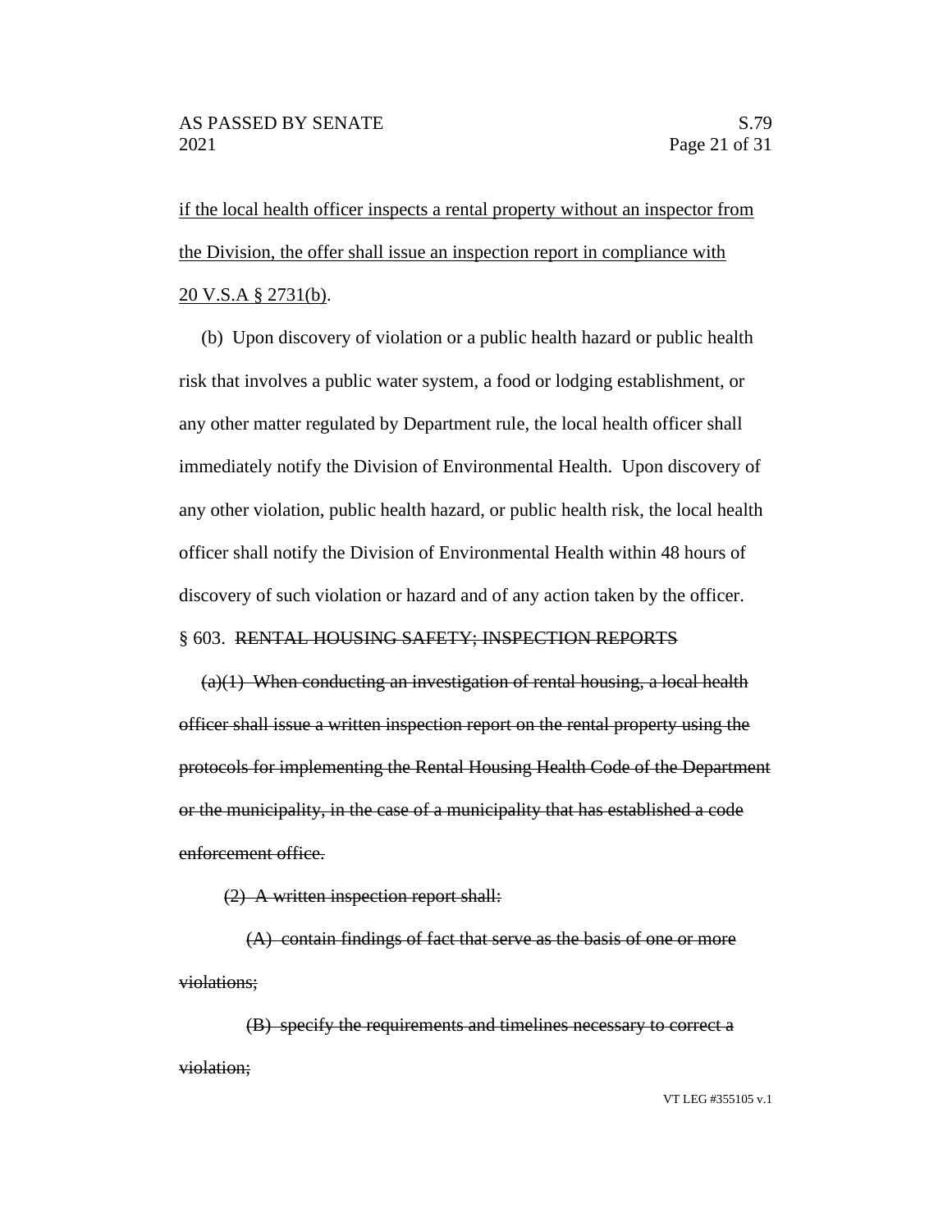if the local health officer inspects a rental property without an inspector from the Division, the offer shall issue an inspection report in compliance with 20 V.S.A § 2731(b).

(b) Upon discovery of violation or a public health hazard or public health risk that involves a public water system, a food or lodging establishment, or any other matter regulated by Department rule, the local health officer shall immediately notify the Division of Environmental Health. Upon discovery of any other violation, public health hazard, or public health risk, the local health officer shall notify the Division of Environmental Health within 48 hours of discovery of such violation or hazard and of any action taken by the officer.

§ 603. ~~RENTAL HOUSING SAFETY; INSPECTION REPORTS~~

~~(a)(1) When conducting an investigation of rental housing, a local health officer shall issue a written inspection report on the rental property using the protocols for implementing the Rental Housing Health Code of the Department or the municipality, in the case of a municipality that has established a code enforcement office.~~

~~(2) A written inspection report shall:~~

~~(A) contain findings of fact that serve as the basis of one or more violations;~~

~~(B) specify the requirements and timelines necessary to correct a violation;~~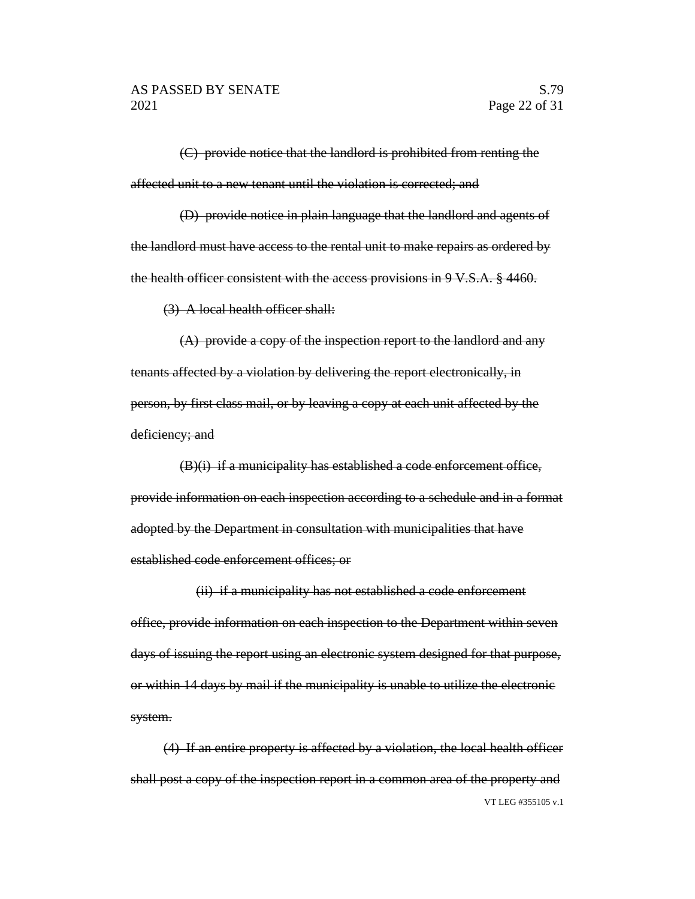~~(C) provide notice that the landlord is prohibited from renting the affected unit to a new tenant until the violation is corrected; and~~

~~(D) provide notice in plain language that the landlord and agents of the landlord must have access to the rental unit to make repairs as ordered by the health officer consistent with the access provisions in 9 V.S.A. § 4460.~~

~~(3) A local health officer shall:~~

~~(A) provide a copy of the inspection report to the landlord and any tenants affected by a violation by delivering the report electronically, in person, by first class mail, or by leaving a copy at each unit affected by the deficiency; and~~

~~(B)(i) if a municipality has established a code enforcement office, provide information on each inspection according to a schedule and in a format adopted by the Department in consultation with municipalities that have established code enforcement offices; or~~

~~(ii) if a municipality has not established a code enforcement office, provide information on each inspection to the Department within seven days of issuing the report using an electronic system designed for that purpose, or within 14 days by mail if the municipality is unable to utilize the electronic system.~~

~~(4) If an entire property is affected by a violation, the local health officer shall post a copy of the inspection report in a common area of the property and~~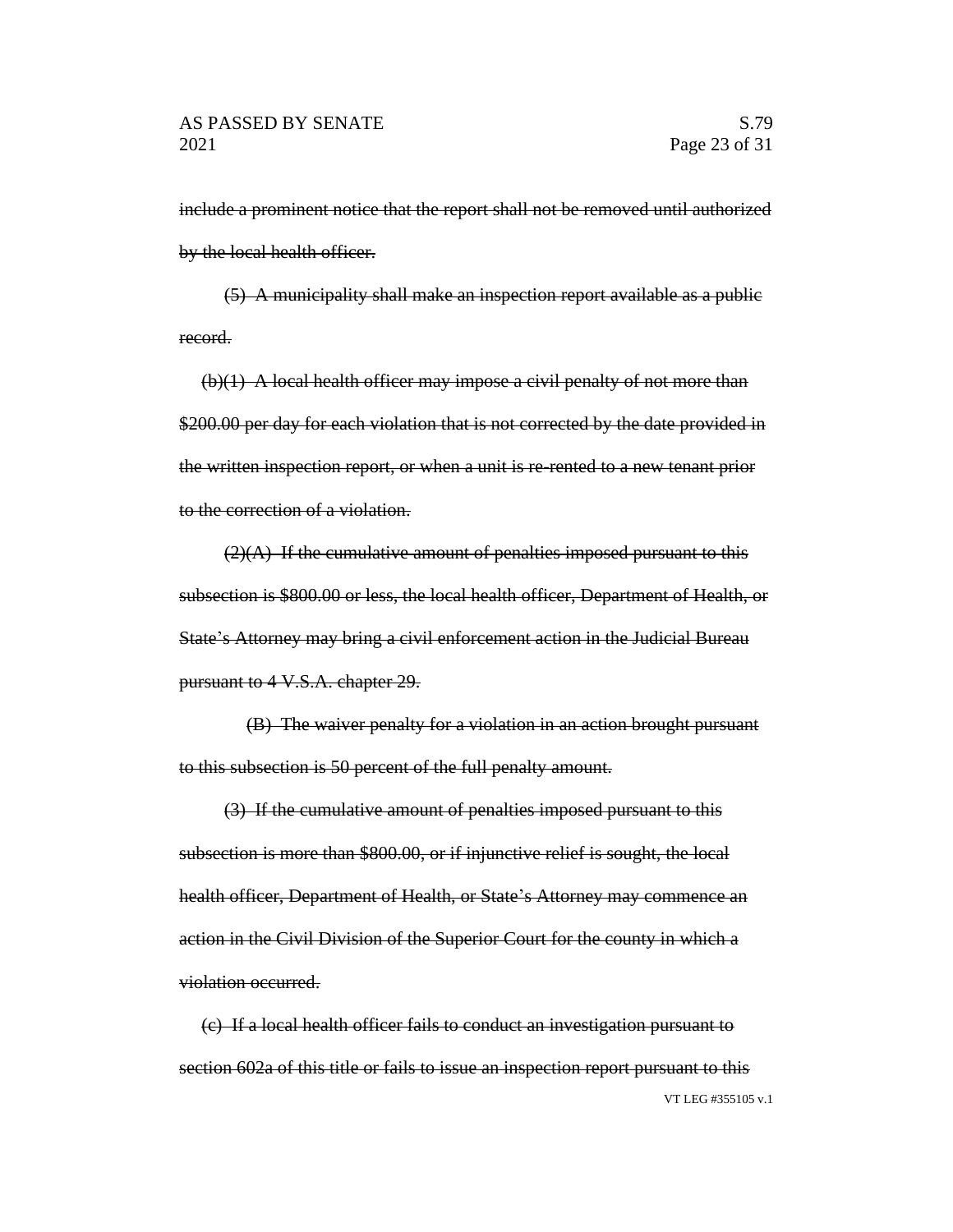~~include a prominent notice that the report shall not be removed until authorized by the local health officer.~~

~~(5) A municipality shall make an inspection report available as a public record.~~

~~(b)(1) A local health officer may impose a civil penalty of not more than \$200.00 per day for each violation that is not corrected by the date provided in the written inspection report, or when a unit is re-rented to a new tenant prior to the correction of a violation.~~

~~(2)(A) If the cumulative amount of penalties imposed pursuant to this subsection is \$800.00 or less, the local health officer, Department of Health, or State's Attorney may bring a civil enforcement action in the Judicial Bureau pursuant to 4 V.S.A. chapter 29.~~

~~(B) The waiver penalty for a violation in an action brought pursuant to this subsection is 50 percent of the full penalty amount.~~

~~(3) If the cumulative amount of penalties imposed pursuant to this subsection is more than \$800.00, or if injunctive relief is sought, the local health officer, Department of Health, or State's Attorney may commence an action in the Civil Division of the Superior Court for the county in which a violation occurred.~~

~~(c) If a local health officer fails to conduct an investigation pursuant to section 602a of this title or fails to issue an inspection report pursuant to this~~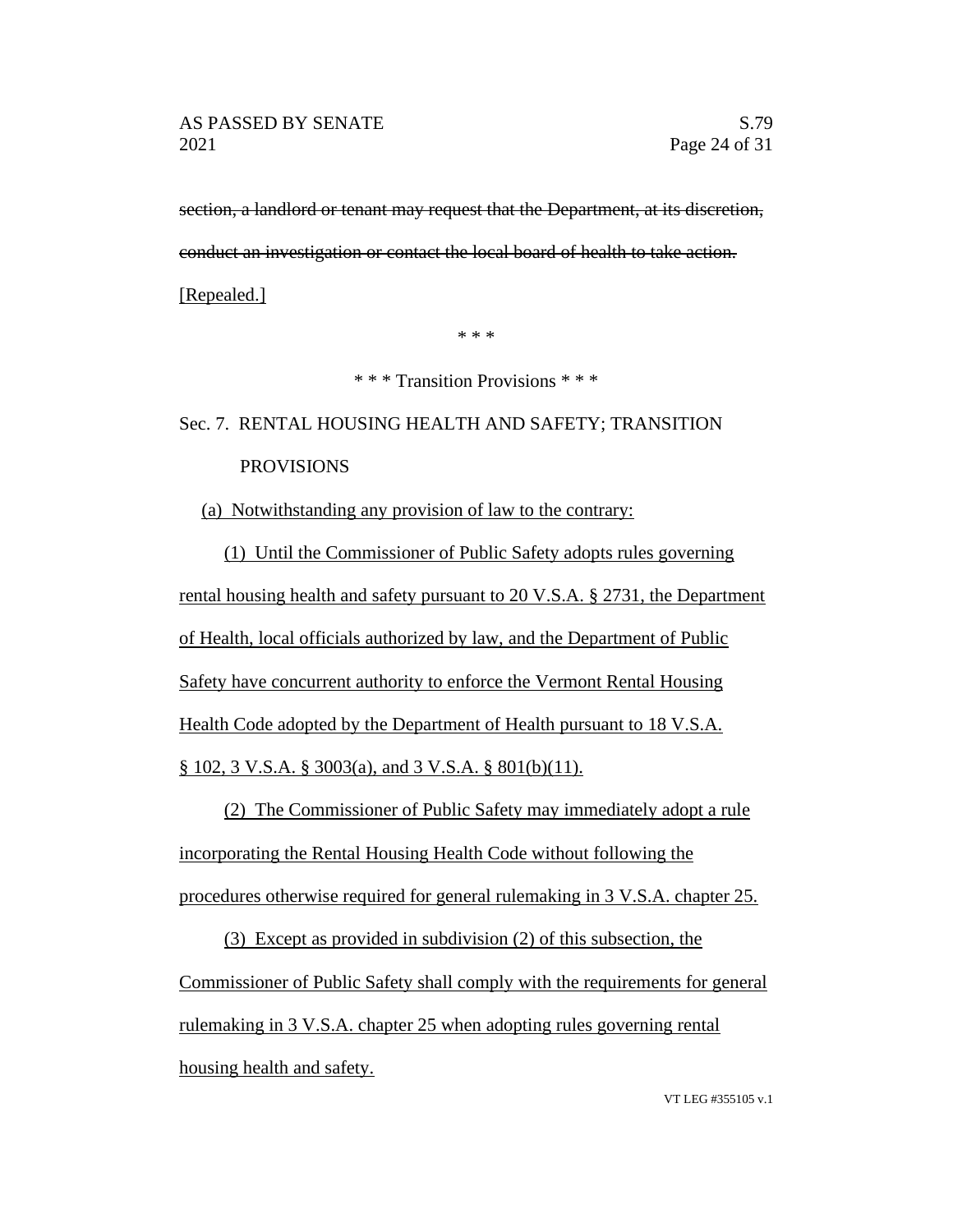~~section, a landlord or tenant may request that the Department, at its discretion, conduct an investigation or contact the local board of health to take action.~~ [Repealed.]

\* \* \*

\* \* \* Transition Provisions \* \* \*

Sec. 7. RENTAL HOUSING HEALTH AND SAFETY; TRANSITION PROVISIONS

(a) Notwithstanding any provision of law to the contrary:

(1) Until the Commissioner of Public Safety adopts rules governing rental housing health and safety pursuant to 20 V.S.A. § 2731, the Department of Health, local officials authorized by law, and the Department of Public Safety have concurrent authority to enforce the Vermont Rental Housing Health Code adopted by the Department of Health pursuant to 18 V.S.A. § 102, 3 V.S.A. § 3003(a), and 3 V.S.A. § 801(b)(11).

(2) The Commissioner of Public Safety may immediately adopt a rule incorporating the Rental Housing Health Code without following the procedures otherwise required for general rulemaking in 3 V.S.A. chapter 25.

(3) Except as provided in subdivision (2) of this subsection, the Commissioner of Public Safety shall comply with the requirements for general rulemaking in 3 V.S.A. chapter 25 when adopting rules governing rental housing health and safety.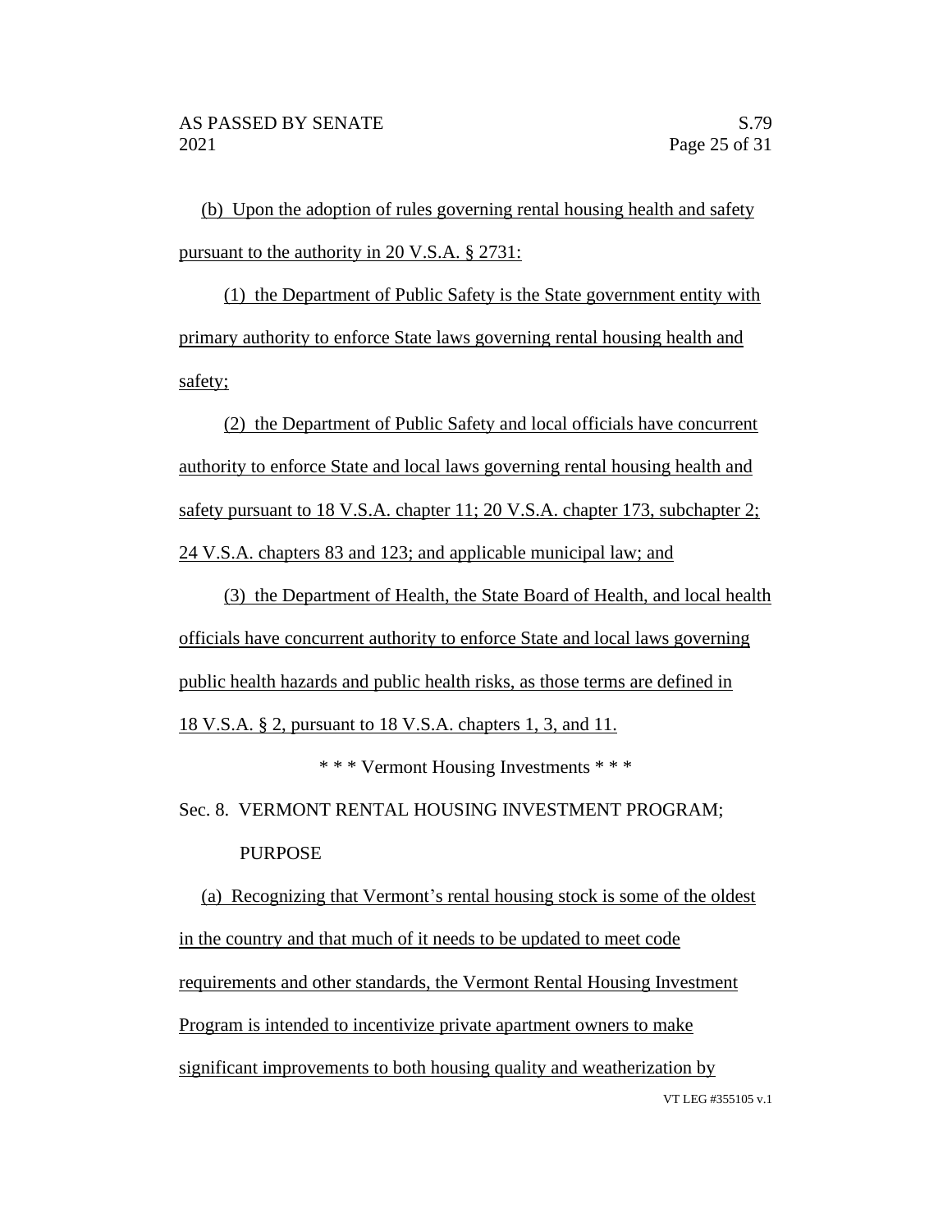(b) Upon the adoption of rules governing rental housing health and safety pursuant to the authority in 20 V.S.A. § 2731:

(1) the Department of Public Safety is the State government entity with primary authority to enforce State laws governing rental housing health and safety;

(2) the Department of Public Safety and local officials have concurrent authority to enforce State and local laws governing rental housing health and safety pursuant to 18 V.S.A. chapter 11; 20 V.S.A. chapter 173, subchapter 2; 24 V.S.A. chapters 83 and 123; and applicable municipal law; and

(3) the Department of Health, the State Board of Health, and local health officials have concurrent authority to enforce State and local laws governing public health hazards and public health risks, as those terms are defined in 18 V.S.A. § 2, pursuant to 18 V.S.A. chapters 1, 3, and 11.

\* \* \* Vermont Housing Investments \* \* \*

Sec. 8. VERMONT RENTAL HOUSING INVESTMENT PROGRAM; PURPOSE

(a) Recognizing that Vermont's rental housing stock is some of the oldest in the country and that much of it needs to be updated to meet code requirements and other standards, the Vermont Rental Housing Investment Program is intended to incentivize private apartment owners to make significant improvements to both housing quality and weatherization by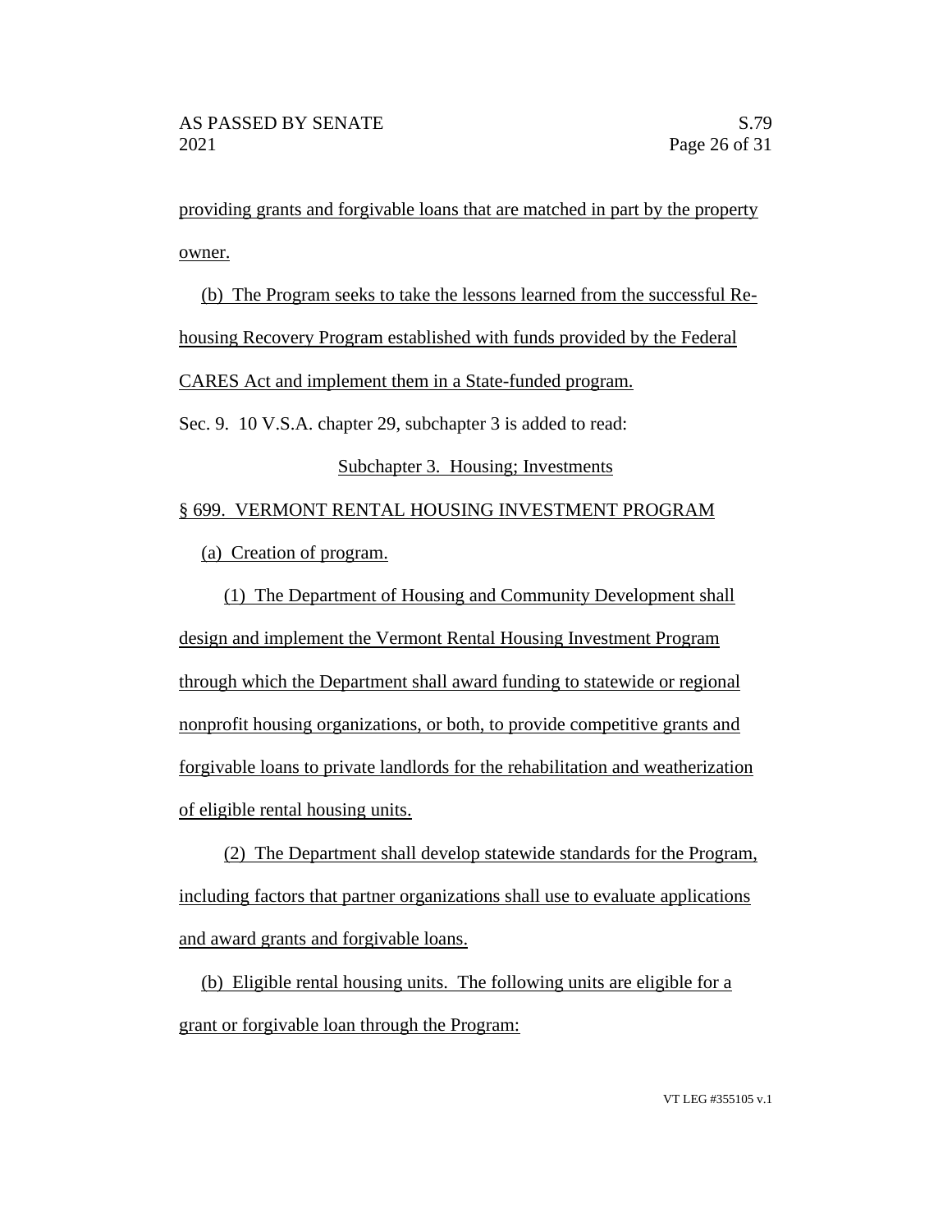providing grants and forgivable loans that are matched in part by the property owner.

(b) The Program seeks to take the lessons learned from the successful Re-housing Recovery Program established with funds provided by the Federal CARES Act and implement them in a State-funded program.

Sec. 9. 10 V.S.A. chapter 29, subchapter 3 is added to read:

Subchapter 3. Housing; Investments

§ 699. VERMONT RENTAL HOUSING INVESTMENT PROGRAM

(a) Creation of program.

(1) The Department of Housing and Community Development shall design and implement the Vermont Rental Housing Investment Program through which the Department shall award funding to statewide or regional nonprofit housing organizations, or both, to provide competitive grants and forgivable loans to private landlords for the rehabilitation and weatherization of eligible rental housing units.

(2) The Department shall develop statewide standards for the Program, including factors that partner organizations shall use to evaluate applications and award grants and forgivable loans.

(b) Eligible rental housing units. The following units are eligible for a grant or forgivable loan through the Program: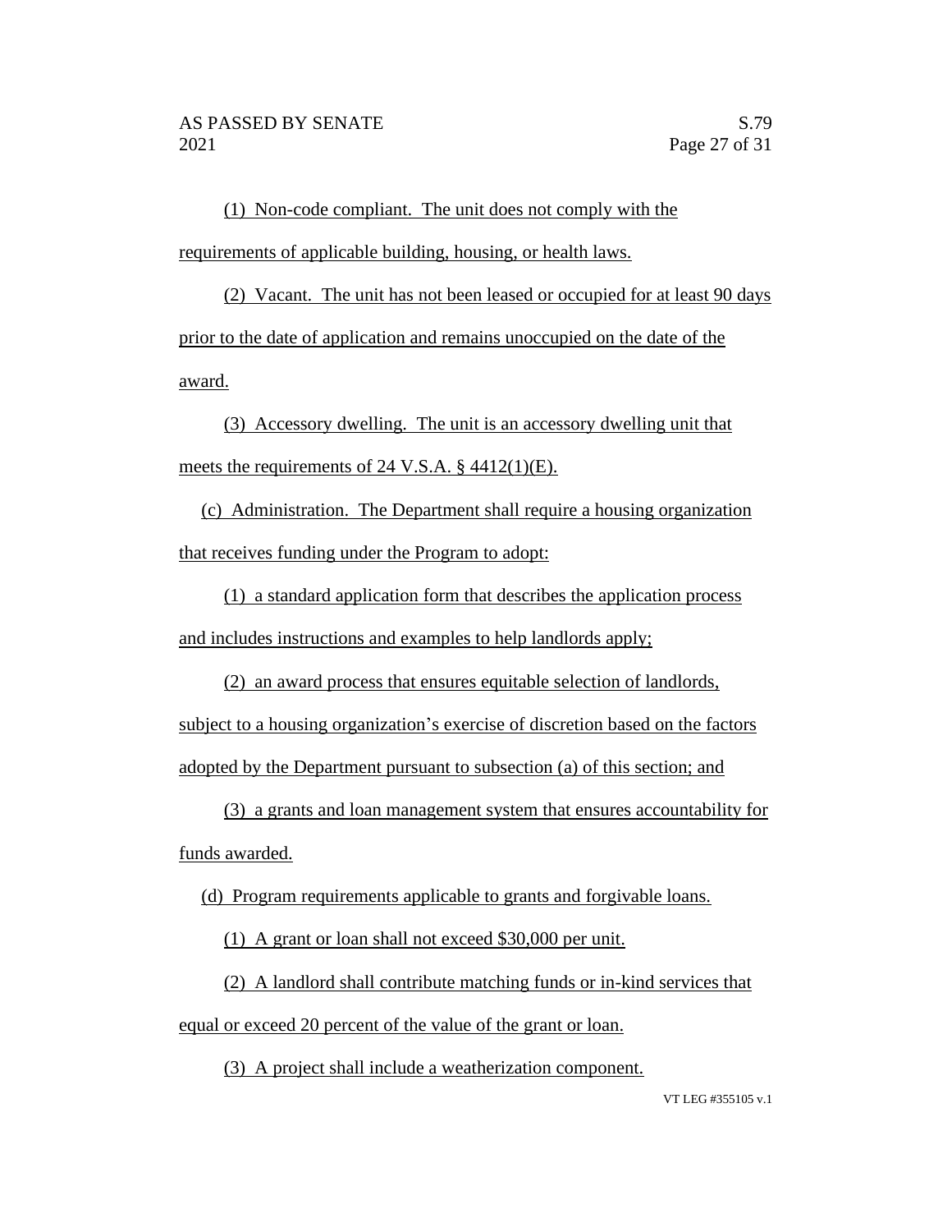(1) Non-code compliant. The unit does not comply with the requirements of applicable building, housing, or health laws.

(2) Vacant. The unit has not been leased or occupied for at least 90 days prior to the date of application and remains unoccupied on the date of the award.

(3) Accessory dwelling. The unit is an accessory dwelling unit that meets the requirements of 24 V.S.A. § 4412(1)(E).

(c) Administration. The Department shall require a housing organization that receives funding under the Program to adopt:

(1) a standard application form that describes the application process and includes instructions and examples to help landlords apply;

(2) an award process that ensures equitable selection of landlords, subject to a housing organization's exercise of discretion based on the factors adopted by the Department pursuant to subsection (a) of this section; and

(3) a grants and loan management system that ensures accountability for funds awarded.

(d) Program requirements applicable to grants and forgivable loans.

(1) A grant or loan shall not exceed $30,000 per unit.

(2) A landlord shall contribute matching funds or in-kind services that equal or exceed 20 percent of the value of the grant or loan.

(3) A project shall include a weatherization component.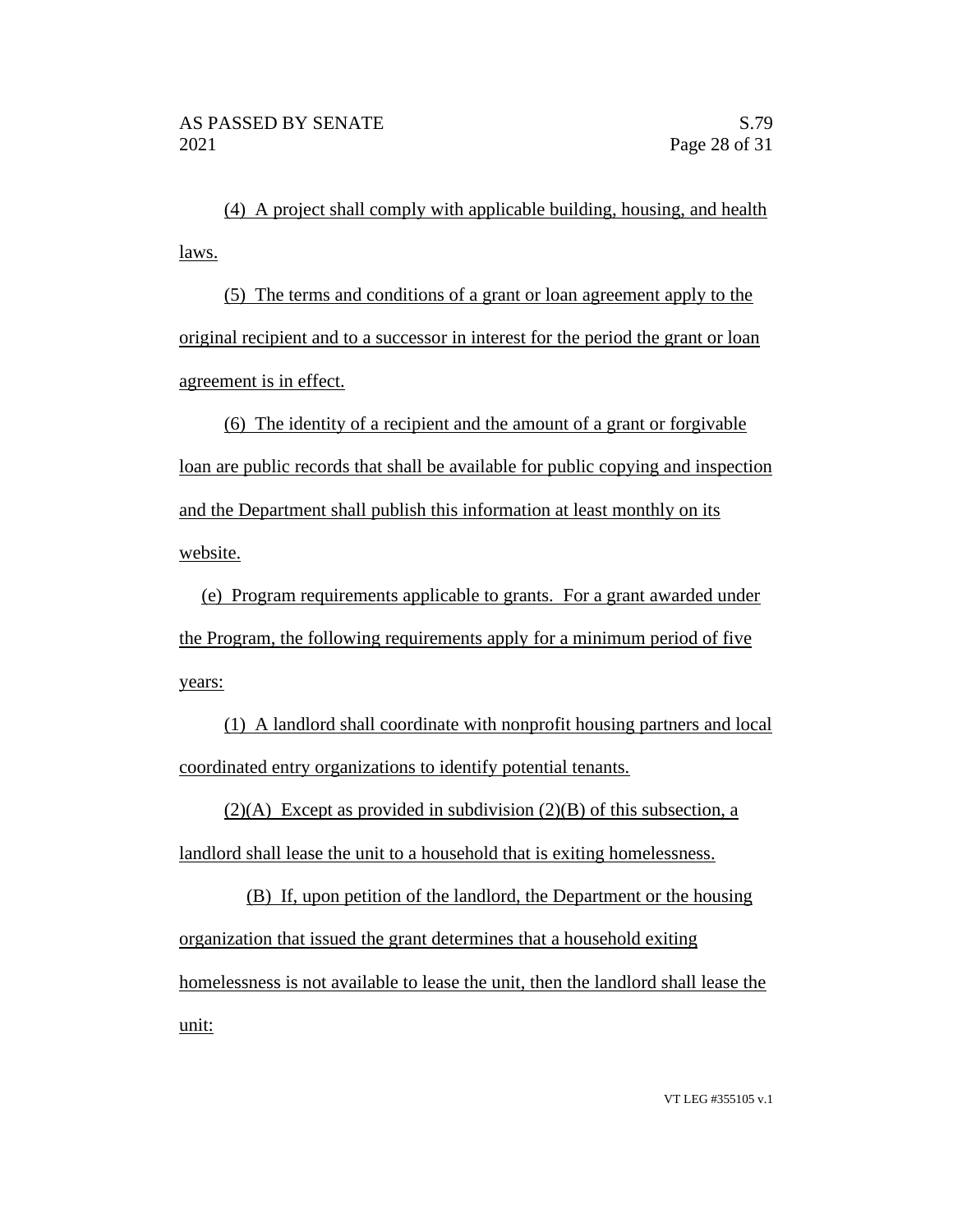(4) A project shall comply with applicable building, housing, and health laws.

(5) The terms and conditions of a grant or loan agreement apply to the original recipient and to a successor in interest for the period the grant or loan agreement is in effect.

(6) The identity of a recipient and the amount of a grant or forgivable loan are public records that shall be available for public copying and inspection and the Department shall publish this information at least monthly on its website.

(e) Program requirements applicable to grants. For a grant awarded under the Program, the following requirements apply for a minimum period of five years:

(1) A landlord shall coordinate with nonprofit housing partners and local coordinated entry organizations to identify potential tenants.

(2)(A) Except as provided in subdivision (2)(B) of this subsection, a landlord shall lease the unit to a household that is exiting homelessness.

(B) If, upon petition of the landlord, the Department or the housing organization that issued the grant determines that a household exiting homelessness is not available to lease the unit, then the landlord shall lease the unit: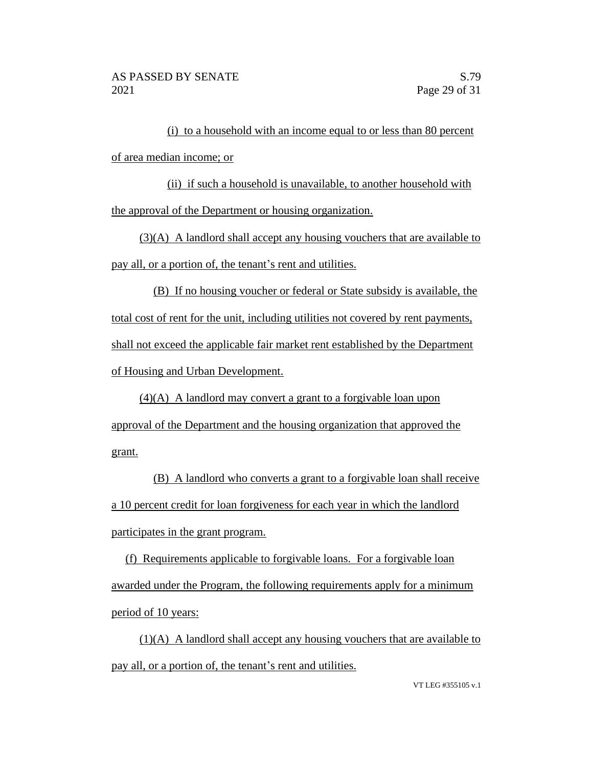(i) to a household with an income equal to or less than 80 percent of area median income; or

(ii) if such a household is unavailable, to another household with the approval of the Department or housing organization.

(3)(A) A landlord shall accept any housing vouchers that are available to pay all, or a portion of, the tenant's rent and utilities.

(B) If no housing voucher or federal or State subsidy is available, the total cost of rent for the unit, including utilities not covered by rent payments, shall not exceed the applicable fair market rent established by the Department of Housing and Urban Development.

(4)(A) A landlord may convert a grant to a forgivable loan upon approval of the Department and the housing organization that approved the grant.

(B) A landlord who converts a grant to a forgivable loan shall receive a 10 percent credit for loan forgiveness for each year in which the landlord participates in the grant program.

(f) Requirements applicable to forgivable loans. For a forgivable loan awarded under the Program, the following requirements apply for a minimum period of 10 years:

(1)(A) A landlord shall accept any housing vouchers that are available to pay all, or a portion of, the tenant's rent and utilities.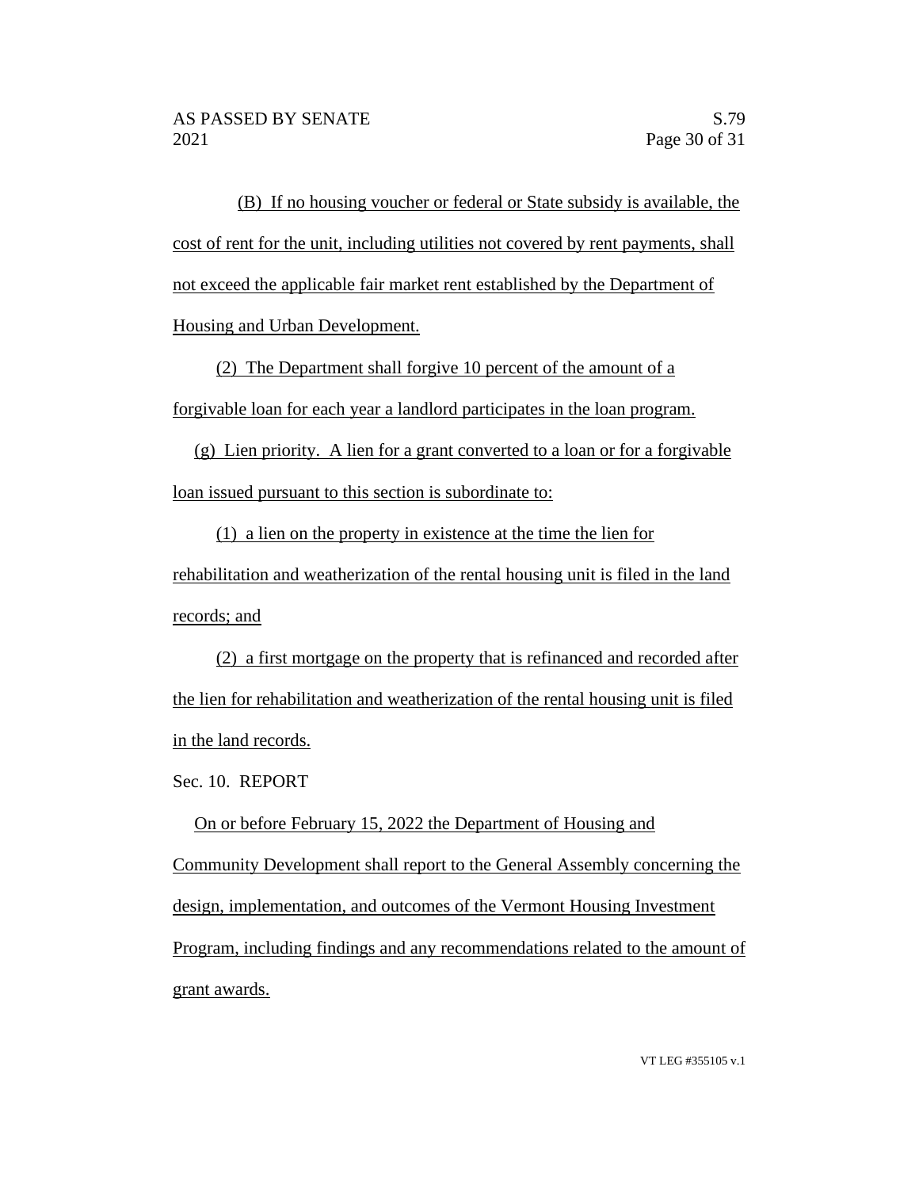(B) If no housing voucher or federal or State subsidy is available, the cost of rent for the unit, including utilities not covered by rent payments, shall not exceed the applicable fair market rent established by the Department of Housing and Urban Development.

(2) The Department shall forgive 10 percent of the amount of a forgivable loan for each year a landlord participates in the loan program.

(g) Lien priority. A lien for a grant converted to a loan or for a forgivable loan issued pursuant to this section is subordinate to:

(1) a lien on the property in existence at the time the lien for rehabilitation and weatherization of the rental housing unit is filed in the land records; and

(2) a first mortgage on the property that is refinanced and recorded after the lien for rehabilitation and weatherization of the rental housing unit is filed in the land records.

Sec. 10. REPORT

On or before February 15, 2022 the Department of Housing and Community Development shall report to the General Assembly concerning the design, implementation, and outcomes of the Vermont Housing Investment Program, including findings and any recommendations related to the amount of grant awards.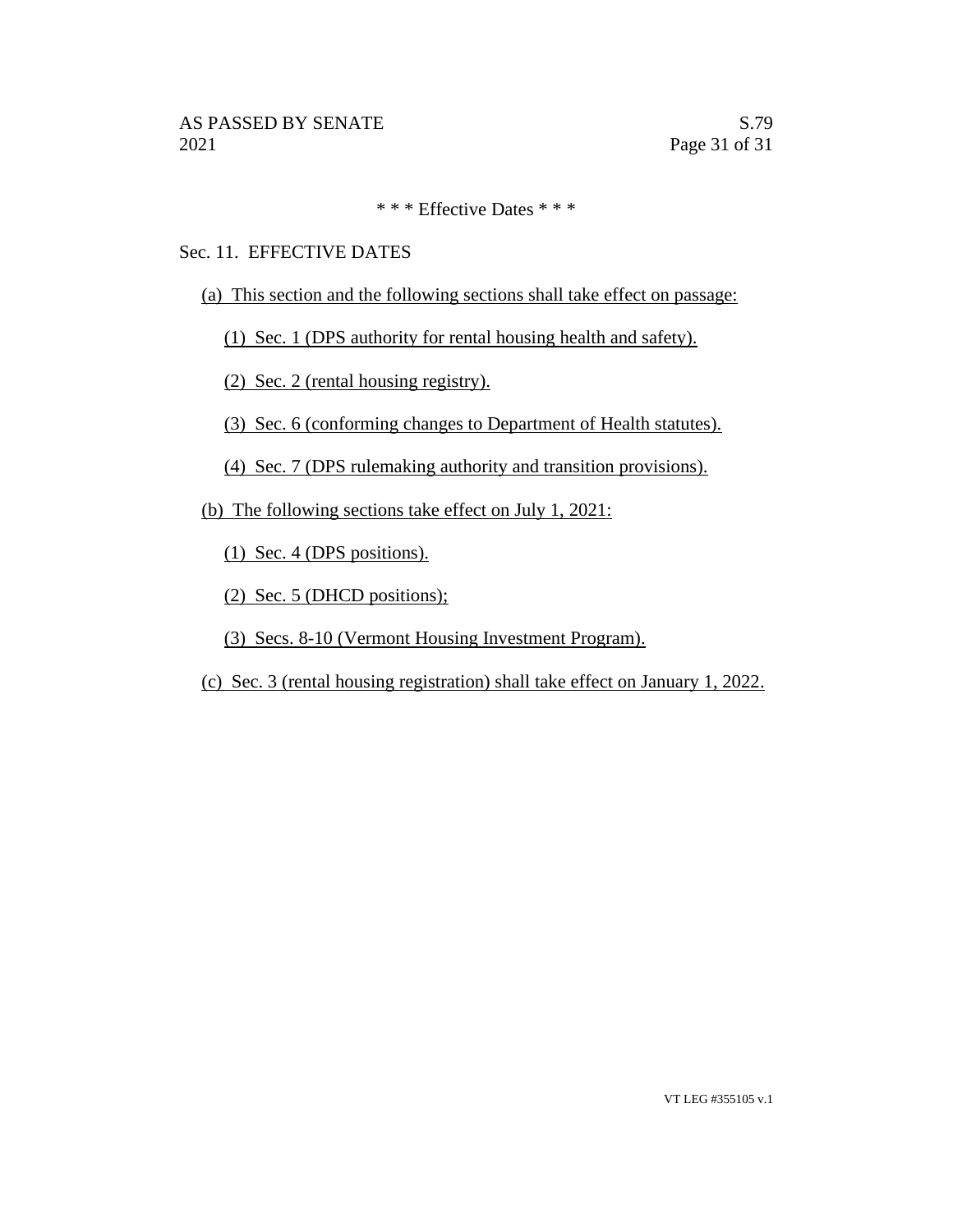\* \* \* Effective Dates \* \* \*

Sec. 11. EFFECTIVE DATES

(a) This section and the following sections shall take effect on passage:

(1) Sec. 1 (DPS authority for rental housing health and safety).

(2) Sec. 2 (rental housing registry).

(3) Sec. 6 (conforming changes to Department of Health statutes).

(4) Sec. 7 (DPS rulemaking authority and transition provisions).

(b) The following sections take effect on July 1, 2021:

(1) Sec. 4 (DPS positions).

(2) Sec. 5 (DHCD positions);

(3) Secs. 8-10 (Vermont Housing Investment Program).

(c) Sec. 3 (rental housing registration) shall take effect on January 1, 2022.